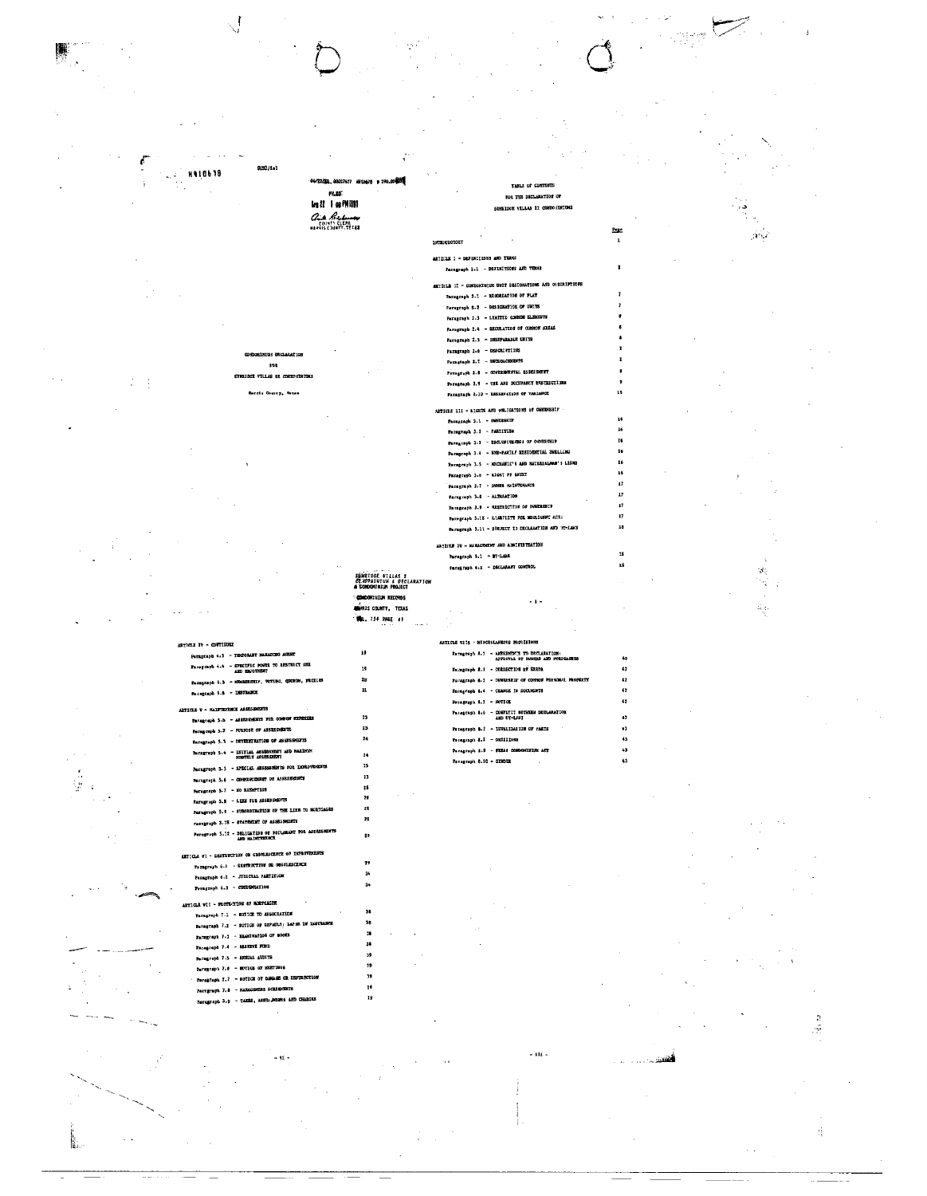N910618

020/1a1

04/22/91 00037657 N910618 $ 290.00

FILED

Apr 22 1 08 PM 1991

COUNTY CLERK
HARRIS COUNTY, TEXAS

CONDOMINIUM DECLARATION

FOR

SUNRIDGE VILLAS II CONDOMINIUMS

Harris County, Texas

SUNRIDGE VILLAS I
CONDOMINIUM & DECLARATION
& CONDOMINIUM PROJECT

CONDOMINIUM RECORDS
HARRIS COUNTY, TEXAS
VOL. 134 PAGE 41

TABLE OF CONTENTS

FOR THE DECLARATION OF

SUNRIDGE VILLAS II CONDOMINIUMS

| | Page |
|---|---|
| INTRODUCTORY | 1 |
| ARTICLE I - DEFINITIONS AND TERMS | |
| Paragraph 1.1 - DEFINITIONS AND TERMS | 2 |
| ARTICLE II - CONDOMINIUM UNIT DESIGNATIONS AND DESCRIPTIONS | |
| Paragraph 2.1 - RECORDATION OF PLAT | 7 |
| Paragraph 2.2 - DESIGNATION OF UNITS | 7 |
| Paragraph 2.3 - LIMITED COMMON ELEMENTS | 8 |
| Paragraph 2.4 - REGULATION OF COMMON AREAS | 8 |
| Paragraph 2.5 - INSEPARABLE UNITS | 8 |
| Paragraph 2.6 - DESCRIPTIONS | 8 |
| Paragraph 2.7 - ENCROACHMENTS | 8 |
| Paragraph 2.8 - GOVERNMENTAL ASSESSMENT | 9 |
| Paragraph 2.9 - USE AND OCCUPANCY RESTRICTIONS | 9 |
| Paragraph 2.10 - RESERVATION OF VARIANCE | 15 |
| ARTICLE III - RIGHTS AND OBLIGATIONS OF OWNERSHIP | |
| Paragraph 3.1 - OWNERSHIP | 16 |
| Paragraph 3.2 - PARTITION | 16 |
| Paragraph 3.3 - EXCLUSIVENESS OF OWNERSHIP | 16 |
| Paragraph 3.4 - ONE-FAMILY RESIDENTIAL DWELLING | 16 |
| Paragraph 3.5 - MECHANIC'S AND MATERIALMAN'S LIENS | 16 |
| Paragraph 3.6 - RIGHT OF ENTRY | 16 |
| Paragraph 3.7 - OWNER MAINTENANCE | 17 |
| Paragraph 3.8 - ALTERATION | 17 |
| Paragraph 3.9 - RESTRICTION OF OWNERSHIP | 17 |
| Paragraph 3.10 - LIABILITY FOR NEGLIGENT ACTS | 17 |
| Paragraph 3.11 - SUBJECT TO DECLARATION AND BY-LAWS | 18 |
| ARTICLE IV - MANAGEMENT AND ADMINISTRATION | |
| Paragraph 4.1 - BY-LAWS | 18 |
| Paragraph 4.2 - DECLARANT CONTROL | 18 |

| | |
|---|---|
| ARTICLE IV - CONTINUED | |
| Paragraph 4.3 - TEMPORARY MANAGING AGENT | 19 |
| Paragraph 4.4 - SPECIFIC POWER TO RESTRICT USE AND ENJOYMENT | 19 |
| Paragraph 4.5 - MEMBERSHIP, VOTING, QUORUM, PROXIES | 20 |
| Paragraph 4.6 - INSURANCE | 21 |
| ARTICLE V - MAINTENANCE ASSESSMENTS | |
| Paragraph 5.1 - ASSESSMENTS FOR COMMON EXPENSES | 23 |
| Paragraph 5.2 - PURPOSE OF ASSESSMENTS | 23 |
| Paragraph 5.3 - DETERMINATION OF ASSESSMENTS | 24 |
| Paragraph 5.4 - INITIAL ASSESSMENT AND MAXIMUM MONTHLY ASSESSMENT | 24 |
| Paragraph 5.5 - SPECIAL ASSESSMENTS FOR IMPROVEMENTS | 25 |
| Paragraph 5.6 - COMMENCEMENT OF ASSESSMENTS | 25 |
| Paragraph 5.7 - NO EXEMPTION | 25 |
| Paragraph 5.8 - LIEN FOR ASSESSMENTS | 26 |
| Paragraph 5.9 - SUBORDINATION OF THE LIEN TO MORTGAGES | 26 |
| Paragraph 5.10 - STATEMENT OF ASSESSMENTS | 26 |
| Paragraph 5.12 - OBLIGATION OF DECLARANT FOR ASSESSMENTS AND MAINTENANCE | 27 |
| ARTICLE VI - DESTRUCTION OR OBSOLESCENCE OF IMPROVEMENTS | |
| Paragraph 6.1 - DESTRUCTION OR OBSOLESCENCE | 27 |
| Paragraph 6.2 - JUDICIAL PARTITION | 34 |
| Paragraph 6.3 - CONDEMNATION | 34 |
| ARTICLE VII - PROTECTION OF MORTGAGEE | |
| Paragraph 7.1 - NOTICE TO ASSOCIATION | 38 |
| Paragraph 7.2 - NOTICE OF DEFAULT; LAPSE IN INSURANCE | 38 |
| Paragraph 7.3 - EXAMINATION OF BOOKS | 38 |
| Paragraph 7.4 - RESERVE FUND | 38 |
| Paragraph 7.5 - ANNUAL AUDITS | 39 |
| Paragraph 7.6 - NOTICE OF MEETINGS | 39 |
| Paragraph 7.7 - NOTICE OF DAMAGE OR DESTRUCTION | 39 |
| Paragraph 7.8 - MANAGEMENT AGREEMENTS | 39 |
| Paragraph 7.9 - TAXES, ASSESSMENTS AND CHARGES | 39 |

| | |
|---|---|
| ARTICLE VIII - MISCELLANEOUS PROVISIONS | |
| Paragraph 8.1 - AMENDMENTS TO DECLARATION; APPROVAL OF OWNERS AND MORTGAGEES | 40 |
| Paragraph 8.2 - DURATION OF REGIME | 42 |
| Paragraph 8.3 - OWNERSHIP OF COMMON PERSONAL PROPERTY | 42 |
| Paragraph 8.4 - CHANGE IN DOCUMENTS | 42 |
| Paragraph 8.5 - NOTICE | 42 |
| Paragraph 8.6 - CONFLICT BETWEEN DECLARATION AND BY-LAWS | 42 |
| Paragraph 8.7 - INVALIDATION OF PARTS | 43 |
| Paragraph 8.8 - OMISSIONS | 43 |
| Paragraph 8.9 - TEXAS CONDOMINIUM ACT | 43 |
| Paragraph 8.10 - GENDER | 43 |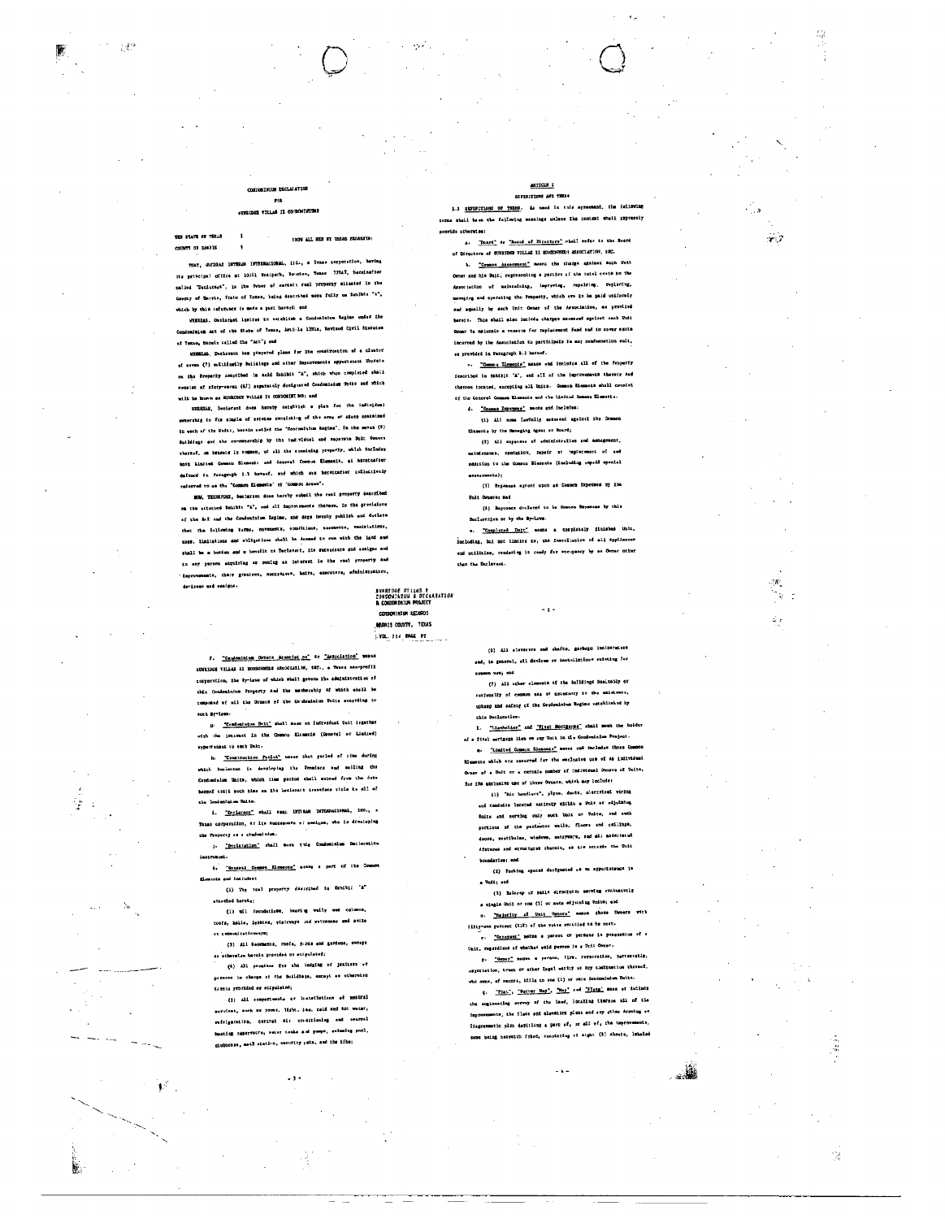CONDOMINIUM DECLARATION

FOR

SUNRIDGE VILLAS II CONDOMINIUMS

THE STATE OF TEXAS §
 KNOW ALL MEN BY THESE PRESENTS:
COUNTY OF HARRIS §

THAT, WHEREAS INTRAM INTERNATIONAL, INC., a Texas corporation, having its principal office at 10101 Westpark, Houston, Texas 77042, hereinafter called "Declarant", is the Owner of certain real property situated in the County of Harris, State of Texas, being described more fully on Exhibit "A", which by this reference is made a part hereof; and

WHEREAS, Declarant desires to establish a Condominium Regime under the Condominium Act of the State of Texas, Article 1301a, Revised Civil Statutes of Texas, herein called the "Act"; and

WHEREAS, Declarant has prepared plans for the construction of a cluster of seven (7) multifamily buildings and other improvements appurtenant thereto on the Property described in said Exhibit "A", which when completed shall consist of sixty-seven (67) separately designated Condominium Units and which will be known as SUNRIDGE VILLAS II CONDOMINIUMS; and

WHEREAS, Declarant does hereby establish a plan for the individual ownership in fee simple of estates consisting of the area of space contained in each of the Units, herein called the "Condominium Regime". In the seven (7) Buildings and the co-ownership by the individual and separate Unit Owners thereof, as tenants in common, of all the remaining property, which includes both Limited Common Elements and General Common Elements, as hereinafter defined in Paragraph 1.1 hereof, and which are hereinafter collectively referred to as the "Common Elements" or "Common Areas".

NOW, THEREFORE, Declarant does hereby submit the real property described on the attached Exhibit "A", and all improvements thereon, to the provisions of the Act and the Condominium Regime, and does hereby publish and declare that the following terms, covenants, conditions, easements, restrictions, uses, limitations and obligations shall be deemed to run with the land and shall be a burden and a benefit to Declarant, its successors and assigns and to any person acquiring or owning an interest in the real property and improvements, their grantees, successors, heirs, executors, administrators, devisees and assigns.

## ARTICLE I

### DEFINITIONS AND TERMS

1.1 DEFINITIONS OF TERMS. As used in this agreement, the following terms shall have the following meanings unless the context shall expressly provide otherwise:

a. "Board" or "Board of Directors" shall refer to the Board of Directors of SUNRIDGE VILLAS II HOMEOWNERS ASSOCIATION, INC.

b. "Common Assessment" means the charge against each Unit Owner and his Unit, representing a portion of the total costs to the Association of maintaining, improving, repairing, replacing, managing and operating the Property, which are to be paid uniformly and equally by each Unit Owner of the Association, as provided herein. This shall also include charges assessed against each Unit Owner to maintain a reserve for replacement fund and to cover costs incurred by the Association to participate in any condemnation suit, as provided in Paragraph 8.3 hereof.

c. "Common Elements" means and includes all of the Property described in Exhibit "A", and all of the improvements thereto and thereon located, excepting all Units. Common Elements shall consist of the General Common Elements and the Limited Common Elements.

d. "Common Expenses" means and includes:

(1) All sums lawfully assessed against the Common Elements by the Managing Agent or Board;

(2) All expenses of administration and management, maintenance, operation, repair or replacement of and addition to the Common Elements (including unpaid special assessments);

(3) Expenses agreed upon as Common Expenses by the Unit Owners; and

(4) Expenses declared to be Common Expenses by this Declaration or by the By-Laws.

e. "Completed Unit" means a completely finished Unit, including, but not limited to, the installation of all appliances and utilities, rendering it ready for occupancy by an Owner other than the Declarant.

SUNRIDGE VILLAS II
CONDOMINIUM & DECLARATION
A CONDOMINIUM PROJECT
CONDOMINIUM RECORDS
HARRIS COUNTY, TEXAS
VOL. 114 PAGE 92

f. "Condominium Owners Association" or "Association" means SUNRIDGE VILLAS II HOMEOWNERS ASSOCIATION, INC., a Texas non-profit corporation, the By-Laws of which shall govern the administration of this Condominium Property and the membership of which shall be composed of all the Owners of the Condominium Units according to such By-Laws.

g. "Condominium Unit" shall mean an individual Unit together with the interest in the Common Elements (General or Limited) appurtenant to such Unit.

h. "Construction Period" means that period of time during which Declarant is developing the Premises and selling the Condominium Units, which time period shall extend from the date hereof until such time as the Declarant transfers title to all of the Condominium Units.

i. "Declarant" shall mean INTRAM INTERNATIONAL, INC., a Texas corporation, or its successors or assigns, who is developing the Property as a condominium.

j. "Declaration" shall mean this Condominium Declaration instrument.

k. "General Common Elements" means a part of the Common Elements and includes:

(1) The real property described in Exhibit "A" attached hereto;

(2) All foundations, bearing walls and columns, roofs, halls, lobbies, stairways and entrances and exits or communication ways;

(3) All basements, roofs, yards and gardens, except as otherwise herein provided or stipulated;

(4) All premises for the lodging of janitors or persons in charge of the Buildings, except as otherwise herein provided or stipulated;

(5) All compartments or installations of central services, such as power, light, gas, cold and hot water, refrigeration, central air conditioning and central heating reservoirs, water tanks and pumps, swimming pool, clubhouse, mail station, security gate, and the like;

(6) All elevators and shafts, garbage incinerators and, in general, all devices or installations existing for common use; and

(7) All other elements of the Buildings desirably or rationally of common use or necessary to the existence, upkeep and safety of the Condominium Regime established by this Declaration.

l. "Lienholder" and "First Mortgagee" shall mean the holder of a first mortgage lien on any Unit in the Condominium Project.

m. "Limited Common Elements" means and includes those Common Elements which are reserved for the exclusive use of an individual Owner of a Unit or a certain number of individual Owners of Units, for the exclusive use of those Owners, which may include:

(1) "Air handlers", pipes, ducts, electrical wiring and conduits located entirely within a Unit or adjoining Units and serving only such Unit or Units, and such portions of the perimeter walls, floors and ceilings, doors, vestibules, windows, entryways, and all associated fixtures and structures therein, as lie outside the Unit boundaries; and

(2) Parking spaces designated as an appurtenance to a Unit; and

(3) Balcony or patio structures serving exclusively a single Unit or one (1) or more adjoining Units; and

n. "Majority of Unit Owners" means those Owners with fifty-one percent (51%) of the votes entitled to be cast.

o. "Occupant" means a person or persons in possession of a Unit, regardless of whether said person is a Unit Owner.

p. "Owner" means a person, firm, corporation, partnership, association, trust or other legal entity or any combination thereof, who owns, of record, title to one (1) or more Condominium Units.

q. "Plat", "Survey Map", "Map" and "Plans" mean and include the engineering survey of the land, locating thereon all of the improvements, the floor and elevation plans and any other drawing or diagrammatic plan depicting a part of, or all of, the improvements, same being herewith filed, consisting of eight (8) sheets, labeled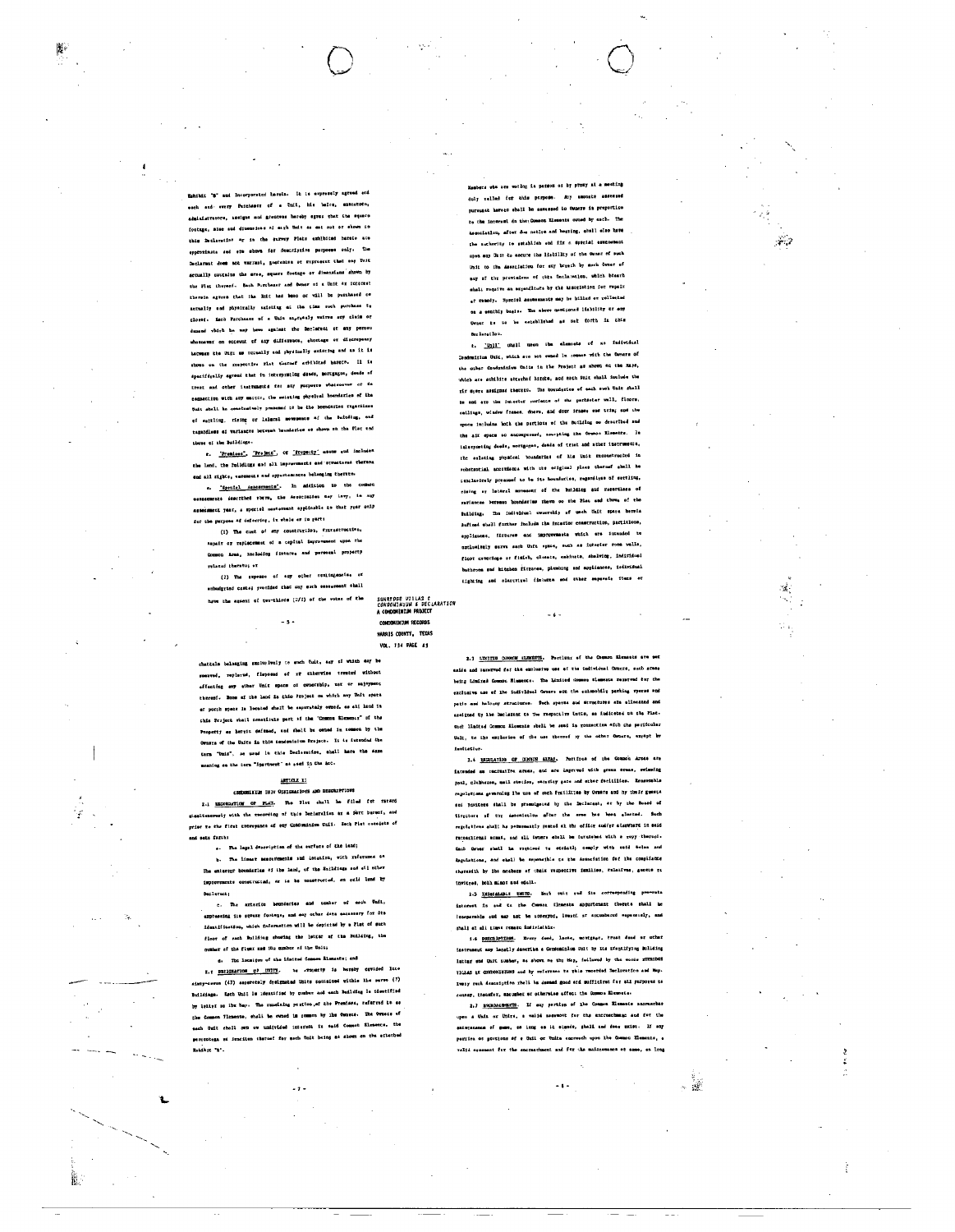Exhibit "B" and incorporated herein. It is expressly agreed and each and every Purchaser of a Unit, his heirs, executors, administrators, assigns and grantees hereby agree that the square footage, size and dimensions of each Unit as set out or shown in this Declaration or in the survey Plats exhibited hereto are approximate and are shown for descriptive purposes only. The Declarant does not warrant, guarantee or represent that any Unit actually contains the area, square footage or dimensions shown by the Plat thereof. Each Purchaser and Owner of a Unit or interest therein agrees that the Unit has been or will be purchased as actually and physically existing at the time such purchase is closed. Each Purchaser of a Unit expressly waives any claim or demand which he may have against the Declarant or any person whomsoever on account of any difference, shortage or discrepancy between the Unit as actually and physically existing and as it is shown on the respective Plat thereof exhibited hereto. It is specifically agreed that in interpreting deeds, mortgages, deeds of trust and other instruments for any purposes whatsoever or in connection with any matter, the existing physical boundaries of the Unit shall be conclusively presumed to be the boundaries regardless of settling, rising or lateral movement of the Building, and regardless of variances between boundaries as shown on the Plat and those of the Buildings.

x. "Premises", "Project", or "Property" means and includes the land, the buildings and all improvements and structures thereon and all rights, easements and appurtenances belonging thereto.

y. "Special Assessments". In addition to the common assessments described above, the Association may levy, in any assessment year, a special assessment applicable to that year only for the purpose of defraying, in whole or in part:

(1) The cost of any construction, reconstruction, repair or replacement of a capital improvement upon the Common Area, including fixtures and personal property related thereto; or

(2) The expense of any other contingencies or unbudgeted costs; provided that any such assessment shall have the assent of two-thirds (2/3) of the votes of the Members who are voting in person or by proxy at a meeting duly called for this purpose. Any amounts assessed pursuant hereto shall be assessed to Owners in proportion to the interest in the Common Elements owned by each. The Association, after due notice and hearing, shall also have the authority to establish and fix a special assessment upon any Unit to secure the liability of the Owner of such Unit to the Association for any breach by such Owner of any of the provisions of this Declaration, which breach shall require an expenditure by the Association for repair or remedy. Special assessments may be billed or collected on a monthly basis. The above mentioned liability of any Owner is to be established as set forth in this Declaration.

z. "Unit" shall mean the elements of an individual Condominium Unit, which are not owned in common with the Owners of the other Condominium Units in the Project as shown on the Maps, which are exhibits attached hereto, and each Unit shall include the air space assigned thereto. The boundaries of each such Unit shall be and are the interior surfaces of the perimeter wall, floors, ceilings, window frames, doors, and door frames and trim; and the space includes both the portions of the Building so described and the air space so encompassed, excepting the Common Elements. In interpreting deeds, mortgages, deeds of trust and other instruments, the existing physical boundaries of the Unit reconstructed in substantial accordance with the original plans thereof shall be conclusively presumed to be its boundaries, regardless of settling, rising or lateral movement of the Building and regardless of variances between boundaries shown on the Plat and those of the Building. The individual ownership of each Unit space herein defined shall further include the interior construction, partitions, appliances, fixtures and improvements which are intended to exclusively serve such Unit space, such as interior room walls, floor coverings or finish, closets, cabinets, shelving, individual bathroom and kitchen fixtures, plumbing and appliances, individual lighting and electrical fixtures and other separate items or chattels belonging exclusively to such Unit, any of which may be removed, replaced, disposed of or otherwise treated without affecting any other Unit space or ownership, use or enjoyment thereof. None of the land in this Project on which any Unit space or porch space is located shall be separately owned, as all land in this Project shall constitute part of the "Common Elements" of the Property as herein defined, and shall be owned in common by the Owners of the Units in this condominium Project. It is intended the term "Unit", as used in this Declaration, shall have the same meaning as the term "Apartment" as used in the Act.

## ARTICLE II

### CONDOMINIUM UNIT DESIGNATIONS AND DESCRIPTIONS

2.1 RECORDATION OF PLAT. The Plat shall be filed for record simultaneously with the recording of this Declaration as a part hereof, and prior to the first conveyance of any Condominium Unit. Each Plat consists of and sets forth:

a. The legal description of the surface of the land;

b. The linear measurements and location, with reference to the exterior boundaries of the land, of the Buildings and all other improvements constructed, or to be constructed, on said land by Declarant;

c. The exterior boundaries and number of each Unit, expressing its square footage, and any other data necessary for its identification, which information will be depicted by a Plat of each floor of each Building showing the letter of the Building, the number of the floor and the number of the Unit;

d. The location of the Limited Common Elements; and

2.2 DESIGNATION OF UNITS. The Property is hereby divided into sixty-seven (67) separately designated Units contained within the seven (7) Buildings. Each Unit is identified by number and each Building is identified by letter on the Map. The remaining portion of the Premises, referred to as the Common Elements, shall be owned in common by the Owners. The Owners of each Unit shall own an undivided interest in said Common Elements, the percentage or fraction thereof for each Unit being as shown on the attached Exhibit "B".

2.3 LIMITED COMMON ELEMENTS. Portions of the Common Elements are set aside and reserved for the exclusive use of the individual Owners, such areas being Limited Common Elements. The Limited Common Elements reserved for the exclusive use of the individual Owners are the assigned parking spaces and patio and balcony structures. Such spaces and structures are allocated and assigned by the Declarant to the respective Units, as indicated on the Plat. Such Limited Common Elements shall be used in connection with the particular Unit, to the exclusion of the use thereof by the other Owners, except by invitation.

2.4 REGULATION OF COMMON AREAS. Portions of the Common Areas are intended as recreation areas, and are improved with green areas, swimming pool, clubhouse, mail station, security gate and other facilities. Reasonable regulations governing the use of such facilities by Owners and by their guests and invitees shall be promulgated by the Declarant, or by the Board of Directors of the Association after the same has been elected. Such regulations shall be permanently posted at the office and/or elsewhere in said recreational areas, and all Owners shall be furnished with a copy thereof. Each Owner shall be required to strictly comply with said Rules and Regulations, and shall be responsible to the Association for the compliance therewith by the members of their respective families, relatives, guests or invitees, both minor and adult.

2.5 INSEPARABLE UNITS. Each unit and its corresponding pro-rata interest in and to the Common Elements appurtenant thereto shall be inseparable and may not be conveyed, leased or encumbered separately, and shall at all times remain indivisible.

2.6 DESCRIPTIONS. Every deed, lease, mortgage, trust deed or other instrument may legally describe a Condominium Unit by its identifying Building letter and Unit number, as shown on the Map, followed by the words SUNDROSE VILLAS II CONDOMINIUMS and by reference to this recorded Declaration and Map. Every such description shall be deemed good and sufficient for all purposes to convey, transfer, encumber or otherwise affect the Common Elements.

2.7 ENCROACHMENTS. If any portion of the Common Elements encroaches upon a Unit or Units, a valid easement for the encroachment and for the maintenance of same, so long as it stands, shall and does exist. If any portion or portions of a Unit or Units encroach upon the Common Elements, a valid easement for the encroachment and for the maintenance of same, so long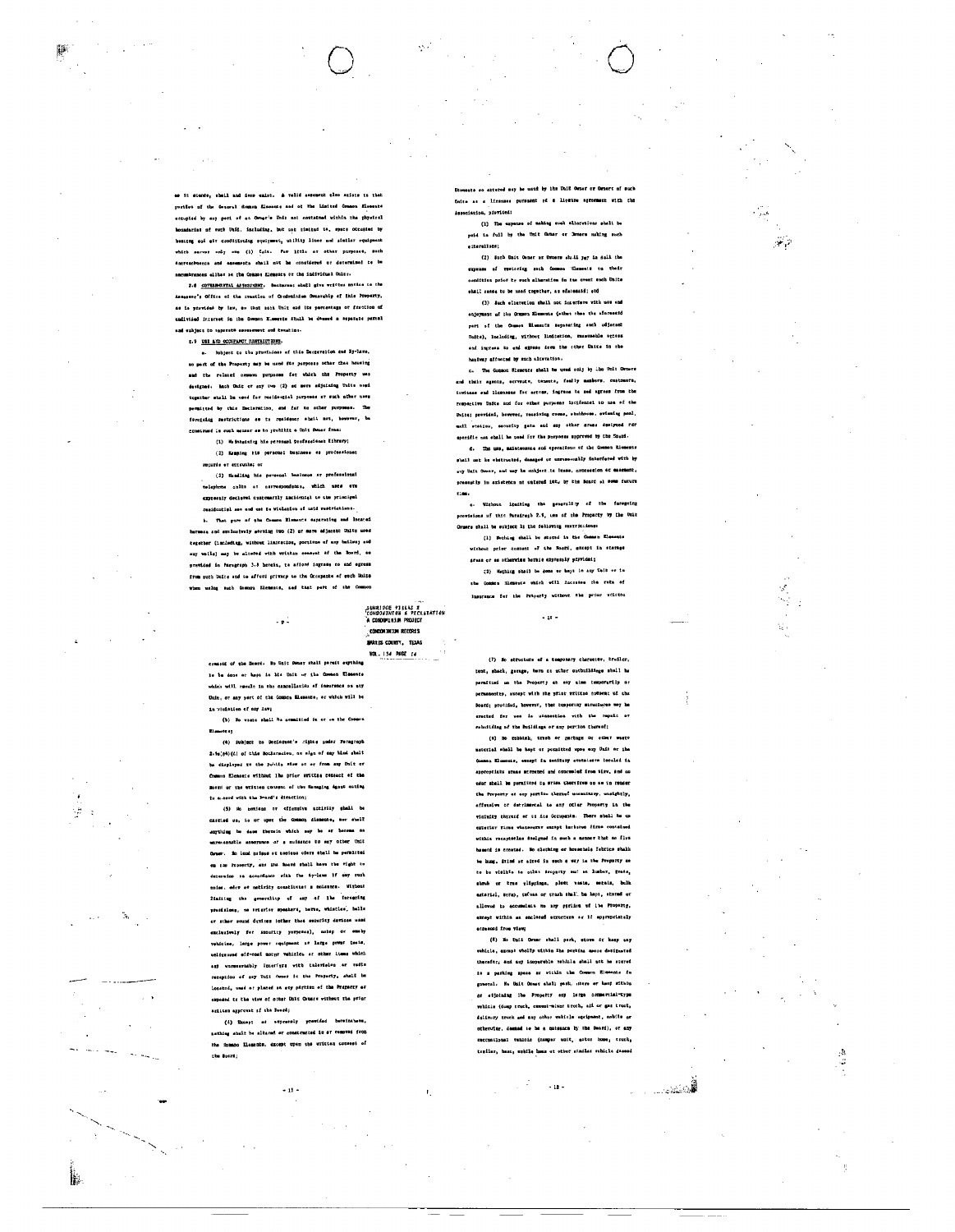as it stands, shall and does exist. A valid easement also exists to that portion of the General Common Elements and of the Limited Common Elements occupied by any part of an Owner's Unit not contained within the physical boundaries of such Unit, including, but not limited to, space occupied by heating and air conditioning equipment, utility lines and similar equipment which serves only one (1) Unit. For title or other purposes, such encroachments and easements shall not be considered or determined to be encumbrances either on the Common Elements or the individual Units.

2.8 GOVERNMENTAL ASSESSMENT. Declarant shall give written notice to the Assessor's Office of the creation of Condominium Ownership of this Property, as is provided by law, so that each Unit and its percentage or fraction of undivided interest in the Common Elements shall be deemed a separate parcel and subject to separate assessment and taxation.

2.9 USE AND OCCUPANCY RESTRICTIONS.

a. Subject to the provisions of this Declaration and By-laws, no part of the Property may be used for purposes other than housing and the related common purposes for which the Property was designed. Each Unit or any two (2) or more adjoining Units used together shall be used for residential purposes or such other uses permitted by this Declaration, and for no other purposes. The foregoing restrictions as to residence shall not, however, be construed in such manner as to prohibit a Unit Owner from:

(1) Maintaining his personal professional library;

(2) Keeping his personal business or professional records or accounts; or

(3) Handling his personal business or professional telephone calls or correspondence, which uses are expressly declared customarily incidental to the principal residential use and not in violation of said restrictions.

b. That part of the Common Elements separating and located between and exclusively serving two (2) or more adjacent Units used together (including, without limitation, portions of any hallway and any walls) may be altered with written consent of the Board, as provided in Paragraph 2.8 herein, to afford ingress to and egress from such Units and to afford privacy to the Occupants of such Units when using such Common Elements, and that part of the Common

Elements so altered may be used by the Unit Owner or Owners of such Units as a licensee pursuant to a license agreement with the Association, provided:

(1) The expense of making such alterations shall be paid in full by the Unit Owner or Owners making such alterations;

(2) Such Unit Owner or Owners shall pay in full the expense of restoring such Common Elements to their condition prior to such alteration in the event such Units shall cease to be used together, as aforesaid; and

(3) Such alteration shall not interfere with use and enjoyment of the Common Elements (other than the aforesaid part of the Common Elements separating such adjacent Units), including, without limitation, reasonable egress and ingress to and egress from the other Units in the hallway affected by such alteration.

c. The Common Elements shall be used only by the Unit Owners and their agents, servants, tenants, family members, customers, invitees and licensees for access, ingress to and egress from the respective Units and for other purposes incidental to use of the Units; provided, however, receiving rooms, clubhouse, swimming pool, mail station, security gate and any other areas designed for specific use shall be used for the purposes approved by the Board.

d. The use, maintenance and operations of the Common Elements shall not be obstructed, damaged or unreasonably interfered with by any Unit Owner, and may be subject to lease, concession or easement, presently in existence or entered into by the Board at some future time.

e. Without limiting the generality of the foregoing provisions of this Paragraph 2.9, use of the Property by the Unit Owners shall be subject to the following restrictions:

(1) Nothing shall be stored in the Common Elements without prior consent of the Board, except in storage areas or as otherwise herein expressly provided;

(2) Nothing shall be done or kept in any Unit or in the Common Elements which will increase the rate of insurance for the Property without the prior written

SUNRIDGE VILLAS I
CONDOMINIUM DECLARATION
A CONDOMINIUM PROJECT
CONDOMINIUM RECORDS
HARRIS COUNTY, TEXAS
VOL. 154 PAGE 14

consent of the Board. No Unit Owner shall permit anything to be done or kept in his Unit or the Common Elements which will result in the cancellation of insurance on any Unit, or any part of the Common Elements, or which will be in violation of any law;

(3) No waste shall be committed in or on the Common Elements;

(4) Subject to Declarant's rights under Paragraph 2.4(d)(4)(c) of this Declaration, no sign of any kind shall be displayed to the public view on or from any Unit or Common Elements without the prior written consent of the Board or the written consent of the Managing Agent acting in accord with the Board's direction;

(5) No noxious or offensive activity shall be carried on, in or upon the Common Elements, nor shall anything be done therein which may be or become an unreasonable annoyance or a nuisance to any other Unit Owner. No loud noises or noxious odors shall be permitted on the Property, and the Board shall have the right to determine in accordance with the By-laws if any such noise, odor or activity constitutes a nuisance. Without limiting the generality of any of the foregoing provisions, no exterior speakers, horns, whistles, bells or other sound devices (other than security devices used exclusively for security purposes), noisy or smoky vehicles, large power equipment or large power tools, unlicensed off-road motor vehicles or other items which may unreasonably interfere with television or radio reception of any Unit Owner in the Property, shall be located, used or placed on any portion of the Property or exposed to the view of other Unit Owners without the prior written approval of the Board;

(6) Except as expressly provided hereinabove, nothing shall be altered or constructed in or removed from the Common Elements, except upon the written consent of the Board;

(7) No structure of a temporary character, trailer, tent, shack, garage, barn or other outbuildings shall be permitted on the Property at any time temporarily or permanently, except with the prior written consent of the Board; provided, however, that temporary structures may be erected for use in connection with the repair or rebuilding of the Buildings or any portion thereof;

(8) No rubbish, trash or garbage or other waste material shall be kept or permitted upon any Unit or the Common Elements, except in sanitary containers located in appropriate areas screened and concealed from view, and no odor shall be permitted to arise therefrom so as to render the Property or any portion thereof unsanitary, unsightly, offensive or detrimental to any other Property in the vicinity thereof or to its Occupants. There shall be no exterior fires whatsoever except barbecue fires contained within receptacles designed in such a manner that no fire hazard is created. No clothing or household fabrics shall be hung, dried or aired in such a way in the Property as to be visible to other Property and no lumber, grass, shrub or tree clippings, plant waste, metals, bulk material, scrap, refuse or trash shall be kept, stored or allowed to accumulate on any portion of the Property, except within an enclosed structure or if appropriately screened from view;

(9) No Unit Owner shall park, store or keep any vehicle, except wholly within the parking space designated therefor, and any inoperable vehicle shall not be stored in a parking space or within the Common Elements in general. No Unit Owner shall park, store or keep within or adjoining the Property any large commercial-type vehicle (dump truck, cement-mixer truck, oil or gas truck, delivery truck and any other vehicle equipment, mobile or otherwise, deemed to be a nuisance by the Board), or any recreational vehicle (camper unit, motor home, truck, trailer, boat, mobile home or other similar vehicle deemed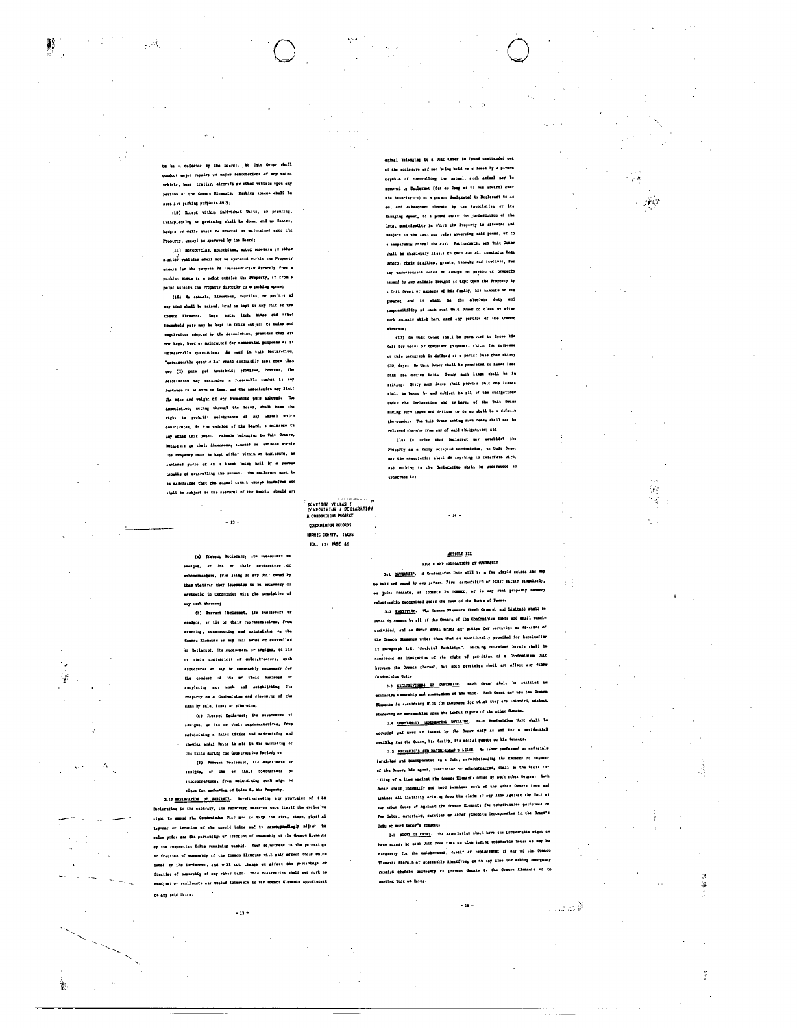to be a nuisance by the Board). No Unit Owner shall conduct major repairs or major restorations of any motor vehicle, boat, trailer, aircraft or other vehicle upon any portion of the Common Elements. Parking spaces shall be used for parking purposes only;

(10) Except within individual Units, no planting, transplanting or gardening shall be done, and no fences, hedges or walls shall be erected or maintained upon the Property, except as approved by the Board;

(11) Motorcycles, motorbikes, motor scooters or other similar vehicles shall not be operated within the Property except for the purpose of transportation directly from a parking space to a point outside the Property, or from a point outside the Property directly to a parking space;

(12) No animals, livestock, reptiles, or poultry of any kind shall be raised, bred or kept in any Unit or the Common Elements. Dogs, cats, fish, birds and other household pets may be kept in Units subject to rules and regulations adopted by the Association, provided they are not kept, bred or maintained for commercial purposes or in unreasonable quantities. As used in this Declaration, "unreasonable quantities" shall ordinarily mean more than two (2) pets per household; provided, however, the Association may determine a reasonable number in any instance to be more or less, and the Association may limit the size and weight of any household pets allowed. The Association, acting through the Board, shall have the right to prohibit maintenance of any animal which constitutes, in the opinion of the Board, a nuisance to any other Unit Owner. Animals belonging to Unit Owners, occupants or their licensees, tenants or invitees within the Property must be kept either within an enclosure, an enclosed patio or on a leash being held by a person capable of controlling the animal. The enclosure must be so maintained that the animal cannot escape therefrom and shall be subject to the approval of the Board. Should any animal belonging to a Unit Owner be found unattended out of the enclosure and not being held on a leash by a person capable of controlling the animal, such animal may be removed by Declarant (for so long as it has control over the Association) or a person designated by Declarant to do so, and subsequent thereto by the Association or its Managing Agent, to a pound under the jurisdiction of the local municipality in which the Property is situated and subject to the laws and rules governing said pound, or to a comparable animal shelter. Furthermore, any Unit Owner shall be absolutely liable to each and all remaining Unit Owners, their families, guests, tenants and invitees, for any unreasonable noise or damage to persons or property caused by any animals brought or kept upon the Property by a Unit Owner or members of his family, his tenants or his guests; and it shall be the absolute duty and responsibility of each such Unit Owner to clean up after such animals which have used any portion of the Common Elements;

(13) No Unit Owner shall be permitted to lease his Unit for hotel or transient purposes, which, for purposes of this paragraph is defined as a period less than thirty (30) days. No Unit Owner shall be permitted to lease less than the entire Unit. Every such lease shall be in writing. Every such lease shall provide that the lessee shall be bound by and subject to all of the obligations under the Declaration and By-Laws, of the Unit Owner making such lease and failure to do so shall be a default thereunder. The Unit Owner making such lease shall not be relieved thereby from any of said obligations; and

(14) In order that Declarant may establish the Property as a fully occupied Condominium, no Unit Owner nor the Association shall do anything to interfere with, and nothing in the Declaration shall be understood or construed to:

(a) Prevent Declarant, its successors or assigns, or its or their contractors or subcontractors, from doing in any Unit owned by them whatever they determine to be necessary or advisable in connection with the completion of any work thereon;

(b) Prevent Declarant, its successors or assigns, or its or their representatives, from erecting, constructing and maintaining on the Common Elements or any Unit owned or controlled by Declarant, its successors or assigns, or its or their contractors or subcontractors, such structures as may be reasonably necessary for the conduct of its or their business of completing any work and establishing the Property as a Condominium and disposing of the same by sale, lease or otherwise;

(c) Prevent Declarant, its successors or assigns, or its or their representatives, from maintaining a Sales Office and maintaining and showing model Units to aid in the marketing of the Units during the Construction Period; or

(d) Prevent Declarant, its successors or assigns, or its or their contractors or subcontractors, from maintaining such sign or signs for marketing of Units in the Property.

2.10 RESERVATION OF VARIANCE. Notwithstanding any provision of this Declaration to the contrary, the Declarant reserves unto itself the exclusive right to amend the Condominium Plat and to vary the size, shape, physical lay-out or location of the unsold Units and to correspondingly adjust the sales price and the percentage or fraction of ownership of the Common Elements by the respective Units remaining unsold. Such adjustment in the percentage or fraction of ownership of the Common Elements will only affect those Units owned by the Declarant, and will not change or affect the percentage or fraction of ownership of any other Unit. This reservation shall not work to readjust or reallocate any vested interests in the Common Elements apportioned to any sold Units.

SUNRIDGE VILLAS I
CONDOMINIUM & DECLARATION
A CONDOMINIUM PROJECT
CONDOMINIUM RECORDS
HARRIS COUNTY, TEXAS
VOL. 154 PAGE 45

## ARTICLE III

### RIGHTS AND OBLIGATIONS OF OWNERSHIP

3.1 OWNERSHIP. A Condominium Unit will be a fee simple estate and may be held and owned by any person, firm, corporation or other entity singularly, as joint tenants, as tenants in common, or in any real property tenancy relationship recognized under the laws of the State of Texas.

3.2 PARTITION. The Common Elements (both General and Limited) shall be owned in common by all of the Owners of the Condominium Units and shall remain undivided, and no Owner shall bring any action for partition or division of the Common Elements other than that as specifically provided for hereinafter in Paragraph 4.4, "Judicial Partition". Nothing contained herein shall be construed as limitation of the right of partition of a Condominium Unit between the Owners thereof, but such partition shall not affect any other Condominium Unit.

3.3 EXCLUSIVENESS OF OWNERSHIP. Each Owner shall be entitled to exclusive ownership and possession of his Unit. Each Owner may use the Common Elements in accordance with the purposes for which they are intended, without hindering or encroaching upon the lawful rights of the other Owners.

3.4 ONE-FAMILY RESIDENTIAL DWELLING. Each Condominium Unit shall be occupied and used or leased by the Owner only as and for a residential dwelling for the Owner, his family, his social guests or his tenants.

3.5 MECHANIC'S AND MATERIALMAN'S LIENS. No labor performed or materials furnished and incorporated in a Unit, notwithstanding the consent or request of the Owner, his agent, contractor or subcontractor, shall be the basis for filing of a lien against the Common Elements owned by such other Owners. Each Owner shall indemnify and hold harmless each of the other Owners from and against all liability arising from the claim of any lien against the Unit or against any other Owner or against the Common Elements for construction performed or for labor, materials, services or other products incorporated in the Owner's Unit at such Owner's request.

3.6 RIGHT OF ENTRY. The Association shall have the irrevocable right to have access to each Unit from time to time during reasonable hours as may be necessary for the maintenance, repair or replacement of any of the Common Elements therein or accessible therefrom, or at any time for making emergency repairs therein necessary to prevent damage to the Common Elements or to another Unit or Units.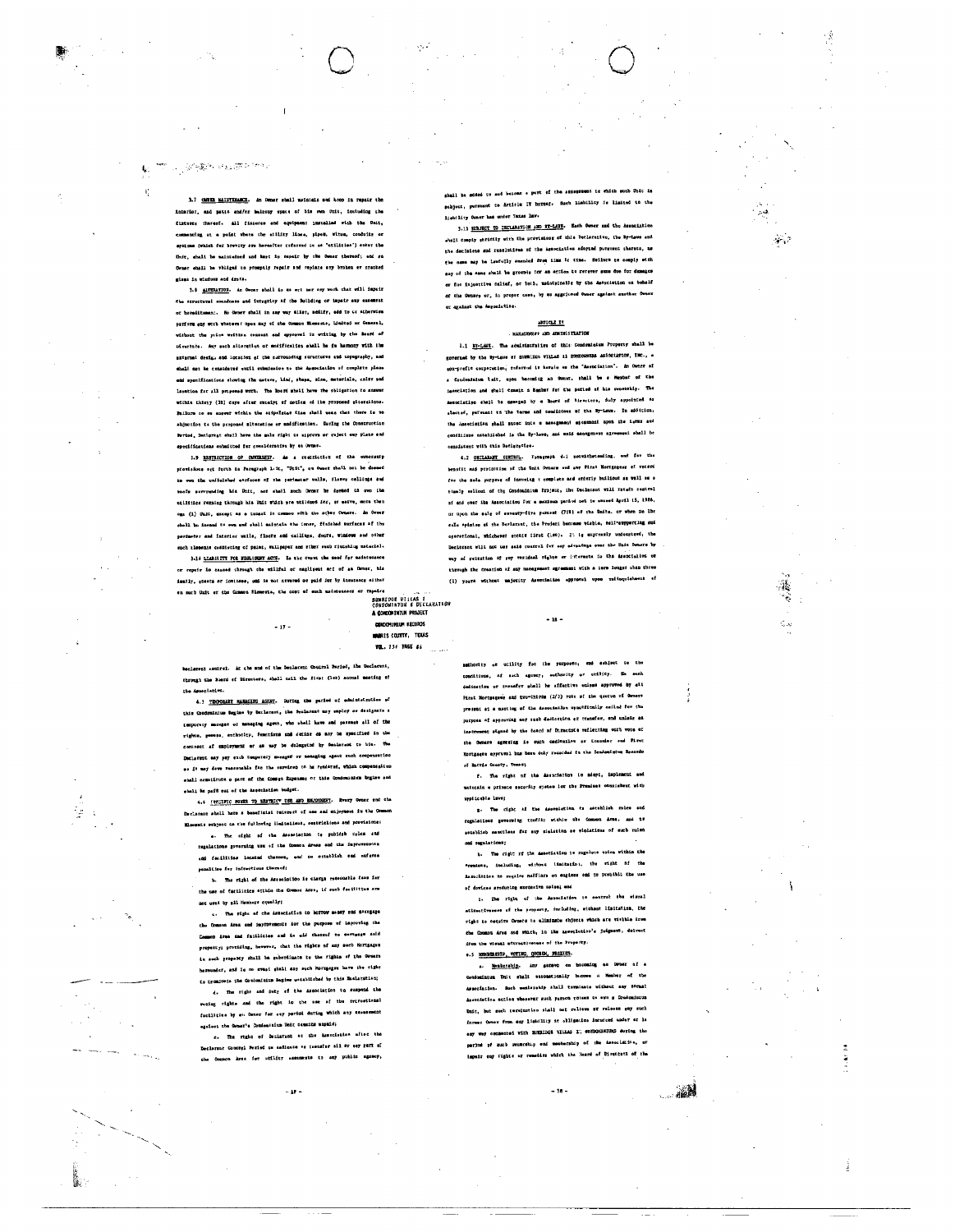3.7 OWNER MAINTENANCE. An Owner shall maintain and keep in repair the interior, and patio and/or balcony space of his own Unit, including the fixtures thereof. All fixtures and equipment installed with the Unit, commencing at a point where the utility lines, pipes, wires, conduits or systems (which for brevity are hereafter referred to as "utilities") enter the Unit, shall be maintained and kept in repair by the Owner thereof; and an Owner shall be obliged to promptly repair and replace any broken or cracked glass in windows and doors.

3.8 ALTERATION. An Owner shall do no act nor any work that will impair the structural soundness and integrity of the Building or impair any easement or hereditament. No Owner shall in any way alter, modify, add to or otherwise perform any work whatever upon any of the Common Elements, Limited or General, without the prior written consent and approval in writing by the Board of Directors. Any such alteration or modification shall be in harmony with the external design and location of the surrounding structures and topography, and shall not be considered until submission to the Association of complete plans and specifications showing the nature, kind, shape, size, materials, color and location for all proposed work. The Board shall have the obligation to answer within thirty (30) days after receipt of notice of the proposed alterations. Failure to so answer within the stipulated time shall mean that there is no objection to the proposed alteration or modification. During the Construction Period, Declarant shall have the sole right to approve or reject any plans and specifications submitted for consideration by an Owner.

3.9 RESTRICTION OF OWNERSHIP. As a restriction of the ownership provisions set forth in Paragraph 1.1t, "Unit", an Owner shall not be deemed to own the unfinished surfaces of the perimeter walls, floors, ceilings and roofs surrounding his Unit, nor shall such Owner be deemed to own the utilities running through his Unit which are utilized for, or serve, more than one (1) Unit, except as a tenant in common with the other Owners. An Owner shall be deemed to own and shall maintain the inner, finished surfaces of the perimeter and interior walls, floors and ceilings, doors, windows and other such elements consisting of paint, wallpaper and other such finishing material.

3.10 LIABILITY FOR NEGLIGENT ACTS. In the event the need for maintenance or repair is caused through the willful or negligent act of an Owner, his family, guests or invitees, and is not covered or paid for by insurance either on such Unit or the Common Elements, the cost of such maintenance or repairs shall be added to and become a part of the assessment to which such Unit is subject, pursuant to Article IV hereof. Such liability is limited to the liability Owner has under Texas law.

3.11 SUBJECT TO DECLARATION AND BY-LAWS. Each Owner and the Association shall comply strictly with the provisions of this Declaration, the By-Laws and the decisions and resolutions of the Association adopted pursuant thereto, as the same may be lawfully amended from time to time. Failure to comply with any of the same shall be grounds for an action to recover sums due for damages or for injunctive relief, or both, maintainable by the Association on behalf of the Owners or, in proper case, by an aggrieved Owner against another Owner or against the Association.

## ARTICLE IV

### MANAGEMENT AND ADMINISTRATION

4.1 BY-LAWS. The administration of this Condominium Property shall be governed by the By-Laws of SUNRIDGE VILLAS II HOMEOWNERS ASSOCIATION, INC., a non-profit corporation, referred to herein as the "Association". An Owner of a Condominium Unit, upon becoming an Owner, shall be a Member of the Association and shall remain a Member for the period of his ownership. The Association shall be managed by a Board of Directors, duly appointed or elected, pursuant to the terms and conditions of the By-Laws. In addition, the Association shall enter into a management agreement upon the terms and conditions established in the By-Laws, and said management agreement shall be consistent with this Declaration.

4.2 DECLARANT CONTROL. Paragraph 4.1 notwithstanding, and for the benefit and protection of the Unit Owners and any First Mortgagees of record for the sole purpose of insuring a complete and orderly buildout as well as a timely sellout of the Condominium Project, the Declarant will retain control of and over the Association for a maximum period not to exceed April 15, 1986, or upon the sale of seventy-five percent (75%) of the Units, or when in the sole opinion of the Declarant, the Project becomes viable, self-supporting and operational, whichever occurs first (1st). It is expressly understood, the Declarant will not use said control for any advantage over the Unit Owners by way of retention of any residual rights or interests in the Association or through the creation of any management agreement with a term longer than three (3) years without majority Association approval upon relinquishment of Declarant control. At the end of the Declarant Control Period, the Declarant, through the Board of Directors, shall call the first (1st) annual meeting of the Association.

4.3 TEMPORARY MANAGING AGENT. During the period of administration of this Condominium Regime by Declarant, the Declarant may employ or designate a temporary manager or managing agent, who shall have and possess all of the rights, powers, authority, functions and duties as may be specified in the contract of employment or as may be delegated by Declarant to him. The Declarant may pay such temporary manager or managing agent such compensation as it may deem reasonable for the services to be rendered, which compensation shall constitute a part of the Common Expenses of this Condominium Regime and shall be paid out of the Association budget.

4.4 SPECIFIC POWER TO RESTRICT USE AND ENJOYMENT. Every Owner and the Declarant shall have a beneficial interest of use and enjoyment in the Common Elements subject to the following limitations, restrictions and provisions:

a. The right of the Association to publish rules and regulations governing use of the Common Areas and the improvements and facilities located thereon, and to establish and enforce penalties for infractions thereof;

b. The right of the Association to charge reasonable fees for the use of facilities within the Common Area, if such facilities are not used by all Members equally;

c. The right of the Association to borrow money and mortgage the Common Area and improvements for the purpose of improving the Common Area and facilities and in aid thereof to mortgage said property; providing, however, that the rights of any such Mortgagee in such property shall be subordinate to the rights of the Owners hereunder, and in no event shall any such Mortgagee have the right to terminate the Condominium Regime established by this Declaration;

d. The right and duty of the Association to suspend the voting rights and the right to the use of the recreational facilities by an Owner for any period during which any assessment against the Owner's Condominium Unit remains unpaid;

e. The right of Declarant or the Association after the Declarant Control Period to dedicate or transfer all or any part of the Common Area for utility easements to any public agency, authority or utility for the purposes, and subject to the conditions, as such agency, authority or utility. No such dedication or transfer shall be effective unless approved by all First Mortgagees and two-thirds (2/3) vote of the quorum of Owners present at a meeting of the Association specifically called for the purpose of approving any such dedication or transfer, and unless an instrument signed by the Board of Directors reflecting such vote of the Owners agreeing to such dedication or transfer and First Mortgagee approval has been duly recorded in the Condominium Records of Harris County, Texas;

f. The right of the Association to adopt, implement and maintain a private security system for the Premises consistent with applicable laws;

g. The right of the Association to establish rules and regulations governing traffic within the Common Area, and to establish sanctions for any violation or violations of such rules and regulations;

h. The right of the Association to regulate noise within the Premises, including, without limitation, the right of the Association to require mufflers on engines and to prohibit the use of devices producing excessive noise; and

i. The right of the Association to control the visual attractiveness of the property, including, without limitation, the right to require Owners to eliminate objects which are visible from the Common Area and which, in the Association's judgment, detract from the visual attractiveness of the Property.

4.5 MEMBERSHIP, VOTING, QUORUM, PROXIES.

a. Membership. Any person on becoming an Owner of a Condominium Unit shall automatically become a Member of the Association. Such membership shall terminate without any formal Association action whenever such person ceases to own a Condominium Unit, but such termination shall not relieve or release any such former Owner from any liability or obligation incurred under or in any way connected with SUNRIDGE VILLAS II, CONDOMINIUMS during the period of such ownership and membership of the Association, or impair any rights or remedies which the Board of Directors of the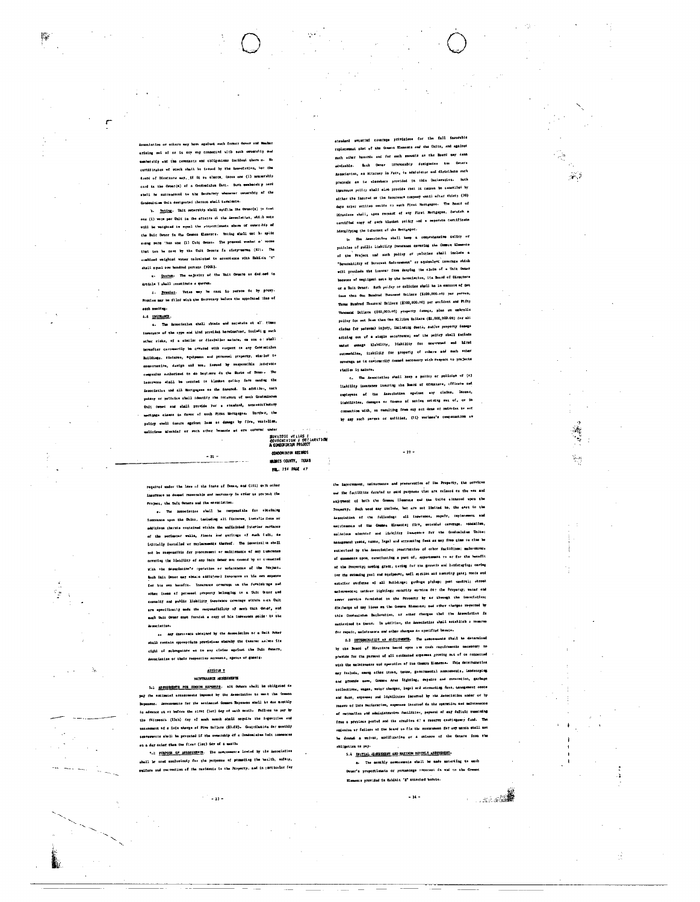Association or others may have against such former Owner and Member arising out of or in any way connected with such ownership and membership and the covenants and obligations incident there-o. No certificates of stock shall be issued by the Association, but the Board of Directors may, if it so elects, issue one (1) membership card to the Owner(s) of a Condominium Unit. Such membership card shall be surrendered to the Secretary whenever ownership of the Condominium Unit designated thereon shall terminate.

b. Voting. Unit ownership shall entitle the Owner(s) to cast one (1) vote per Unit in the affairs of the Association, which vote will be weighted to equal the proportionate share of ownership of the Unit Owner in the Common Elements. Voting shall not be split among more than one (1) Unit Owner. The present number of votes that can be cast by the Unit Owners is sixty-seven (67). The combined weighted votes calculated in accordance with Exhibit "C" shall equal one hundred percent (100%).

c. Quorum. The majority of the Unit Owners as defined in Article I shall constitute a quorum.

d. Proxies. Votes may be cast in person or by proxy. Proxies may be filed with the Secretary before the appointed time of each meeting.

4.6 INSURANCE.

a. The Association shall obtain and maintain at all times insurance of the type and kind provided hereinafter, including such other risks, of a similar or dissimilar nature, as are or shall hereafter customarily be covered with respect to any Condominium Buildings, fixtures, equipment and personal property, similar in construction, design and use, issued by responsible insurance companies authorized to do business in the State of Texas. The insurance shall be carried in blanket policy form naming the Association and all Mortgagees as the insured. In addition, each policy or policies shall identify the interest of each Condominium Unit Owner and shall provide for a standard, noncontributory mortgage clause in favor of each First Mortgagee. Further, the policy shall insure against loss or damage by fire, vandalism, malicious mischief or such other hazards as are covered under standard extended coverage provisions for the full insurable replacement cost of the Common Elements and the Units, and against such other hazards and for such amounts as the Board may deem advisable. Each Owner irrevocably designates the Owners Association, as Attorney in Fact, to administer and distribute such proceeds as is elsewhere provided in this Declaration. Such insurance policy shall also provide that it cannot be cancelled by either the insured or the insurance company until after thirty (30) days prior written notice to each First Mortgagee. The Board of Directors shall, upon request of any First Mortgagee, furnish a certified copy of each blanket policy and a separate certificate identifying the interest of the Mortgagee.

b. The Association shall keep a comprehensive policy or policies of public liability insurance covering the Common Elements of the Project and such policy or policies shall include a "Severability of Interest Endorsement" or equivalent coverage which will preclude the insurer from denying the claim of a Unit Owner because of negligent acts by the Association, its Board of Directors or a Unit Owner. Such policy or policies shall be in amounts of not less than One Hundred Thousand Dollars ($100,000.00) per person, Three Hundred Thousand Dollars ($300,000.00) per accident and Fifty Thousand Dollars ($50,000.00) property damage, plus an umbrella policy for not less than One Million Dollars ($1,000,000.00) for all claims for personal injury, including death, and/or property damage arising out of a single occurrence; and the policy shall include water damage liability, liability for non-owned and hired automobiles, liability for property of others and such other coverage as is customarily deemed necessary with respect to projects similar in nature.

c. The Association shall keep a policy or policies of (i) liability insurance insuring the Board of Directors, officers and employees of the Association against any claims, losses, liabilities, damages or causes of action arising out of, or in connection with, or resulting from any act done or omission to act by any such person or entities, (ii) workmen's compensation as required under the laws of the State of Texas, and (iii) such other insurance as deemed reasonable and necessary in order to protect the Project, the Unit Owners and the Association.

d. The Association shall be responsible for obtaining insurance upon the Units, including all fixtures, installations or additions thereto contained within the unfinished interior surfaces of the perimeter walls, floors and ceilings of each Unit, as initially installed or replacements thereof. The Association shall not be responsible for procurement or maintenance of any insurance covering the liability of any Unit Owner not caused by or connected with the Association's operation or maintenance of the Project. Each Unit Owner may obtain additional insurance at his own expense for his own benefit. Insurance coverage on the furnishings and other items of personal property belonging to a Unit Owner and casualty and public liability insurance coverage within each Unit are specifically made the responsibility of each Unit Owner, and each Unit Owner must furnish a copy of his insurance policy to the Association.

e. Any insurance obtained by the Association or a Unit Owner shall contain appropriate provisions whereby the insurer waives its right of subrogation as to any claims against the Unit Owners, Association or their respective servants, agents or guests.

## ARTICLE V

## MAINTENANCE ASSESSMENTS

5.1 ASSESSMENTS FOR COMMON EXPENSES. All Owners shall be obligated to pay the estimated assessments imposed by the Association to meet the Common Expenses. Assessments for the estimated Common Expenses shall be due monthly in advance on or before the first (1st) day of each month. Failure to pay by the fifteenth (15th) day of each month shall require the imposition and assessment of a late charge of Five Dollars ($5.00). Contribution for monthly assessments shall be prorated if the ownership of a Condominium Unit commences on a day other than the first (1st) day of a month.

5.2 PURPOSE OF ASSESSMENTS. The assessments levied by the Association shall be used exclusively for the purposes of promoting the health, safety, welfare and recreation of the residents in the Property, and in particular for the improvement, maintenance and preservation of the Property, the services and the facilities devoted to said purposes that are related to the use and enjoyment of both the Common Elements and the Units situated upon the Property. Such uses may include, but are not limited to, the cost to the Association of the following: all insurance, repair, replacement and maintenance of the Common Elements; fire, extended coverage, vandalism, malicious mischief and liability insurance for the Condominium Units; management costs, taxes, legal and accounting fees as may from time to time be authorized by the Association; construction of other facilities; maintenance of easements upon, constituting a part of, appurtenant to or for the benefit of the Property; mowing grass, caring for the grounds and landscaping; caring for the swimming pool and equipment, wall erection and security gates; roofs and exterior surfaces of all Buildings; garbage pickup; pest control; street maintenance; outdoor lighting; security service for the Property; water and sewer service furnished to the Property by or through the Association; discharge of any liens on the Common Elements; and other charges required by this Condominium Declaration, or other charges that the Association is authorized to incur. In addition, the Association shall establish a reserve for repair, maintenance and other charges as specified herein.

5.3 DETERMINATION OF ASSESSMENTS. The assessments shall be determined by the Board of Directors based upon the cash requirements necessary to provide for the payment of all estimated expenses growing out of or connected with the maintenance and operation of the Common Elements. This determination may include, among other items, taxes, governmental assessments, landscaping and grounds care, Common Area lighting, repairs and renovation, garbage collections, wages, water charges, legal and accounting fees, management costs and fees, expenses and liabilities incurred by the Association under or by reason of this Declaration, expenses incurred in the operation and maintenance of recreation and administrative facilities, payment of any deficit remaining from a previous period and the creation of a reserve contingency fund. The omission or failure of the Board to fix the assessment for any month shall not be deemed a waiver, modification or a release of the Owners from the obligation to pay.

5.4 INITIAL ASSESSMENT AND MAXIMUM MONTHLY ASSESSMENT.

a. The monthly assessments shall be made according to each Owner's proportionate or percentage interest in and to the Common Elements provided in Exhibit "C" attached hereto.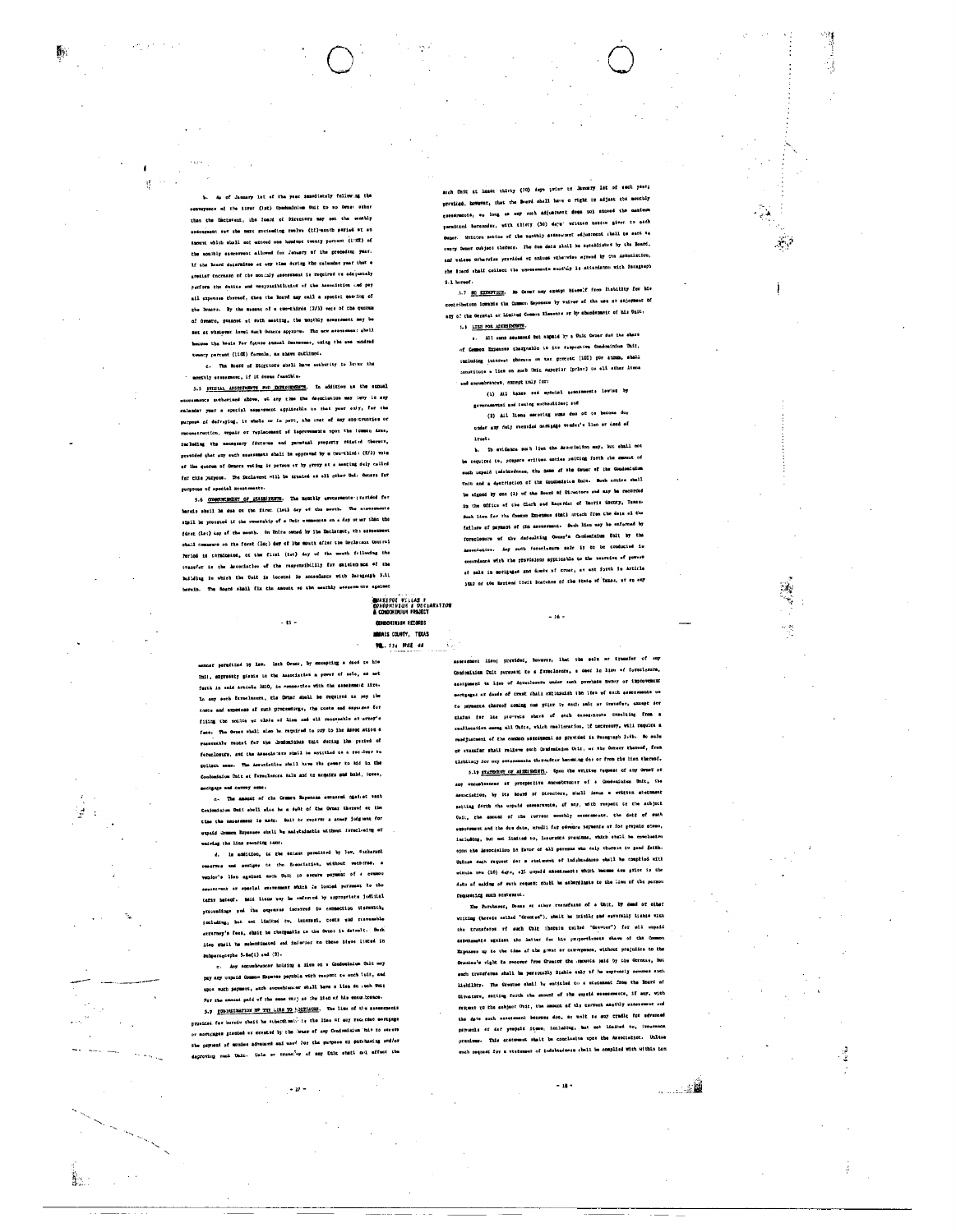b. As of January 1st of the year immediately following the conveyance of the first (1st) Condominium Unit to an Owner other than the Declarant, the Board of Directors may set the monthly assessment for the next succeeding twelve (12)-month period at an amount which shall not exceed one hundred twenty percent (120%) of the monthly assessment allowed for January of the preceding year. If the Board determines at any time during the calendar year that a greater increase of the monthly assessment is required to adequately perform the duties and responsibilities of the Association and pay all expenses thereof, then the Board may call a special meeting of the Owners. By the assent of a two-thirds (2/3) vote of the quorum of Owners, present at such meeting, the monthly assessment may be set at whatever level such Owners approve. The new assessment shall become the basis for future annual increases, using the one hundred twenty percent (120%) formula, as above outlined.

c. The Board of Directors shall have authority to lower the monthly assessment, if it deems feasible.

5.5 SPECIAL ASSESSMENTS FOR IMPROVEMENTS. In addition to the annual assessments authorized above, at any time the Association may levy in any calendar year a special assessment applicable to that year only, for the purpose of defraying, in whole or in part, the cost of any construction or reconstruction, repair or replacement of improvements upon the Common Area, including the necessary fixtures and personal property related thereto, provided that any such assessment shall be approved by a two-third (2/3) vote of the quorum of Owners voting in person or by proxy at a meeting duly called for this purpose. The Declarant will be treated as all other Unit Owners for purposes of special assessments.

5.6 COMMENCEMENT OF ASSESSMENTS. The monthly assessments provided for herein shall be due on the first (1st) day of the month. The assessments shall be prorated if the ownership of a Unit commences on a day other than the first (1st) day of the month. On Units owned by the Declarant, the assessment shall commence on the first (1st) day of the month after the Declarant Control Period is terminated, or the first (1st) day of the month following the transfer to the Association of the responsibility for maintenance of the building in which the Unit is located in accordance with Paragraph 5.11 herein. The Board shall fix the amount of the monthly assessments against

such Unit at least thirty (30) days prior to January 1st of each year; provided, however, that the Board shall have a right to adjust the monthly assessments, so long as any such adjustment does not exceed the maximum permitted hereunder, with thirty (30) days' written notice given to each Owner. Written notice of the monthly assessment adjustment shall be sent to every Owner subject thereto. The due date shall be established by the Board, and unless otherwise provided or unless otherwise agreed by the Association, the Board shall collect the assessments monthly in accordance with Paragraph 5.1 hereof.

5.7 NO EXEMPTION. No Owner may exempt himself from liability for his contribution towards the Common Expenses by waiver of the use or enjoyment of any of the General or Limited Common Elements or by abandonment of his Unit.

5.8 LIEN FOR ASSESSMENTS.

a. All sums assessed but unpaid by a Unit Owner for the share of Common Expenses chargeable to its respective Condominium Unit, including interest thereon at ten percent (10%) per annum, shall constitute a lien on such Unit superior (prior) to all other liens and encumbrances, except only for:

(1) All taxes and special assessments levied by governmental and taxing authorities; and

(2) All liens securing sums due or to become due under any duly recorded mortgage vendor's lien or deed of trust.

b. To evidence such lien the Association may, but shall not be required to, prepare written notice setting forth the amount of such unpaid indebtedness, the name of the Owner of the Condominium Unit and a description of the Condominium Unit. Such notice shall be signed by one (1) of the Board of Directors and may be recorded in the Office of the Clerk and Recorder of Harris County, Texas. Such lien for the Common Expenses shall attach from the date of the failure of payment of the assessment. Such lien may be enforced by foreclosure of the defaulting Owner's Condominium Unit by the Association. Any such foreclosure sale is to be conducted in accordance with the provisions applicable to the exercise of powers of sale in mortgages and deeds of trust, as set forth in Article 3810 of the Revised Civil Statutes of the State of Texas, or in any

SUNRIDGE VILLAS I
CONDOMINIUM & DECLARATION
& CONDOMINIUM PROJECT
CONDOMINIUM RECORDS
HARRIS COUNTY, TEXAS
VOL. 114 PAGE 48

manner permitted by law. Each Owner, by accepting a deed to his Unit, expressly grants to the Association a power of sale, as set forth in said Article 3810, in connection with the assessment lien. In any such foreclosure, the Owner shall be required to pay the costs and expenses of such proceedings, the costs and expenses for filing the notice or claim of lien and all reasonable attorney's fees. The Owner shall also be required to pay to the Association a reasonable rental for the Condominium Unit during the period of foreclosure, and the Association shall be entitled to a receiver to collect same. The Association shall have the power to bid on the Condominium Unit at foreclosure sale and to acquire and hold, lease, mortgage and convey same.

c. The amount of the Common Expenses assessed against each Condominium Unit shall also be a debt of the Owner thereof at the time the assessment is made. Suit to recover a money judgment for unpaid Common Expenses shall be maintainable without foreclosing or waiving the lien securing same.

d. In addition, to the extent permitted by law, Declarant reserves and assigns to the Association, without recourse, a vendor's lien against each Unit to secure payment of a common assessment or special assessment which is levied pursuant to the terms hereof. Said liens may be enforced by appropriate judicial proceedings and the expenses incurred in connection therewith, including, but not limited to, interest, costs and reasonable attorney's fees, shall be chargeable to the Owner in default. Such lien shall be subordinated and inferior to those liens listed in Subparagraphs 5.8a(1) and (2).

e. Any encumbrancer holding a lien on a Condominium Unit may pay any unpaid Common Expense payable with respect to such Unit, and upon such payment, such encumbrancer shall have a lien on such Unit for the amount paid of the same rank as the lien of his encumbrance.

5.9 SUBORDINATION OF THE LIEN TO MORTGAGES. The lien of the assessments provided for herein shall be subordinate to the lien of any recorded mortgage or mortgages granted or created by the Owner of any Condominium Unit to secure the payment of monies advanced and used for the purpose of purchasing and/or improving such Unit. Sale or transfer of any Unit shall not affect the

assessment lien; provided, however, that the sale or transfer of any Condominium Unit pursuant to a foreclosure, a deed in lieu of foreclosure, assignment in lieu of foreclosure under such purchase money or improvement mortgages or deeds of trust shall extinguish the lien of such assessments as to payments thereof coming due prior to such sale or transfer, except for claims for the pro-rata share of such assessments resulting from a reallocation among all Units, which reallocation, if necessary, will require a readjustment of the common assessment as provided in Paragraph 5.4b. No sale or transfer shall relieve such Condominium Unit, or the Owners thereof, from liability for any assessments thereafter becoming due or from the lien thereof.

5.10 STATEMENT OF ASSESSMENTS. Upon the written request of any Owner or any encumbrancer or prospective encumbrancer of a Condominium Unit, the Association, by its Board of Directors, shall issue a written statement setting forth the unpaid assessments, if any, with respect to the subject Unit, the amount of the current monthly assessments, the date of such assessment and the due date, credit for advance payments or for prepaid items, including, but not limited to, insurance premiums, which shall be conclusive upon the Association in favor of all persons who rely thereon in good faith. Unless such request for a statement of indebtedness shall be complied with within ten (10) days, all unpaid assessments which become due prior to the date of making of such request shall be subordinate to the lien of the person requesting such statement.

The Purchaser, Donee or other transferee of a Unit, by deed or other writing (herein called "Grantee"), shall be jointly and severally liable with the transferor of such Unit (herein called "Grantor") for all unpaid assessments against the latter for his proportionate share of the Common Expenses up to the time of the grant or conveyance, without prejudice to the Grantee's right to recover from Grantor the amounts paid by the Grantee, but such transferee shall be personally liable only if he expressly assumes such liability. The Grantee shall be entitled to a statement from the Board of Directors, setting forth the amount of the unpaid assessments, if any, with respect to the subject Unit, the amount of the current monthly assessment and the date such assessment becomes due, as well as any credit for advanced payments or for prepaid items, including, but not limited to, insurance premiums. This statement shall be conclusive upon the Association. Unless such request for a statement of indebtedness shall be complied with within ten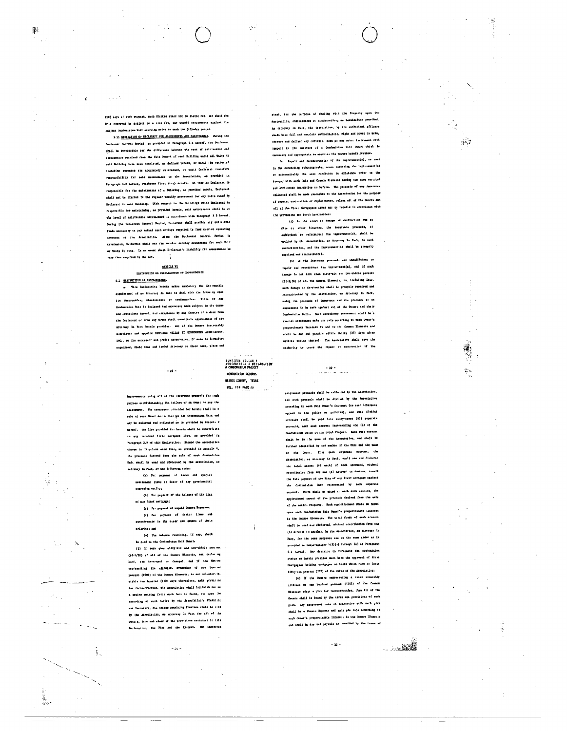(10) days of such request. Such Grantee shall not be liable for, nor shall the Unit conveyed be subject to a lien for, any unpaid assessments against the subject Condominium Unit accruing prior to such ten (10)-day period.

5.11 OBLIGATION OF DECLARANT FOR ASSESSMENTS AND MAINTENANCE. During the Declarant Control Period, as provided in Paragraph 4.2 hereof, the Declarant shall be responsible for the difference between the cost of maintenance and assessments received from the Unit Owners of each Building until all Units in said Building have been completed, as defined herein, or until the estimated operating expenses are accurately determined, or until Declarant transfers responsibility for said maintenance to the Association, as provided in Paragraph 4.2 hereof, whichever first (last) occurs. So long as Declarant is responsible for the maintenance of a Building, as provided herein, Declarant shall not be limited to the regular monthly assessment for any Units owned by Declarant in said Building. With respect to the Buildings which Declarant is responsible for maintaining, as provided herein, said maintenance shall be at the level of maintenance established in accordance with Paragraph 5.5 hereof. During the Declarant Control Period, Declarant shall provide any additional funds necessary to pay actual cash outlays required to fund current operating expenses of the Association. After the Declarant Control Period is terminated, Declarant shall pay the regular monthly assessment for each Unit or Units it owns. In no event shall Declarant's liability for assessments be less than required by the Act.

## ARTICLE VI

### DESTRUCTION OR OBSOLESCENCE OF IMPROVEMENTS

6.1 DESTRUCTION OR OBSOLESCENCE.

a. This Declaration hereby makes mandatory the irrevocable appointment of an Attorney In Fact to deal with the Property upon its destruction, obsolescence or condemnation. Title to any Condominium Unit is declared and expressly made subject to the terms and conditions hereof, and acceptance by any Grantee of a deed from the Declarant or from any Owner shall constitute appointment of the Attorney In Fact herein provided. All of the Owners irrevocably constitute and appoint SUNRIDGE VILLAS II HOMEOWNERS ASSOCIATION, INC., or its successor non-profit corporation, if same be hereafter organized, their true and lawful attorney in their name, place and stead, for the purpose of dealing with the Property upon its destruction, obsolescence or condemnation, as hereinafter provided. As Attorney In Fact, the Association, by its authorized officers shall have full and complete authorization, right and power to make, execute and deliver any contract, deed or any other instrument with respect to the interest of a Condominium Unit Owner which is necessary and appropriate to exercise the powers herein granted.

b. Repair and reconstruction of the improvement(s), as used in the succeeding subparagraphs, means restoring the improvement(s) to substantially the same condition in existence prior to the damage, with each Unit and Common Elements having the same vertical and horizontal boundaries as before. The proceeds of any insurance collected shall be made available to the Association for the purpose of repair, restoration or replacements, unless all of the Owners and all of the First Mortgagees agree not to rebuild in accordance with the provisions set forth hereinafter:

(1) In the event of damage or destruction due to fire or other disaster, the insurance proceeds, if sufficient to reconstruct the improvement(s), shall be applied by the Association, as Attorney In Fact, to such reconstruction, and the improvement(s) shall be promptly repaired and reconstructed.

(2) If the insurance proceeds are insufficient to repair and reconstruct the improvement(s), and if such damage is not more than sixty-six and two-thirds percent (66-2/3%) of all the Common Elements, not including land, such damage or destruction shall be promptly repaired and reconstructed by the Association, as Attorney In Fact, using the proceeds of insurance and the proceeds of an assessment to be made against all of the Owners and their Condominium Units. Such deficiency assessment shall be a special assessment made pro rata according to each Owner's proportionate interest in and to the Common Elements and shall be due and payable within thirty (30) days after written notice thereof. The Association shall have the authority to cause the repair or restoration of the improvements using all of the insurance proceeds for such purpose notwithstanding the failure of an Owner to pay the assessment. The assessment provided for herein shall be a debt of each Owner and a lien on his Condominium Unit and may be enforced and collected as is provided in Article V hereof. The lien provided for herein shall be subordinate to any recorded first mortgage lien, as provided in Paragraph 5.9 of this Declaration. Should the Association choose to foreclose said lien, as provided in Article V, the proceeds derived from the sale of such Condominium Unit shall be used and disbursed by the Association, as attorney In Fact, in the following order:

(a) For payment of taxes and special assessment liens in favor of any governmental assessing entity;

(b) For payment of the balance of the lien of any first mortgage;

(c) For payment of unpaid Common Expenses;

(d) For payment of junior liens and encumbrances in the order and extent of their priority; and

(e) The balance remaining, if any, shall be paid to the Condominium Unit Owner.

(3) If more than sixty-six and two-thirds percent (66-2/3%) of all of the Common Elements, not including land, are destroyed or damaged, and if the Owners representing the aggregate ownership of one hundred percent (100%) of the Common Elements, do not voluntarily, within one hundred (100) days thereafter, make provision for reconstruction, the Association shall forthwith record a notice setting forth such fact or facts, and upon the recording of such notice by the Association's President and Secretary, the entire remaining Premises shall be sold by the Association, as Attorney In Fact for all of the Owners, free and clear of the provisions contained in this Declaration, the Plat and the By-Laws. The insurance settlement proceeds shall be collected by the Association, and such proceeds shall be divided by the Association according to each Unit Owner's interest (as such interests appear on the policy or policies), and such divided proceeds shall be paid into sixty-seven (67) separate accounts, each such account representing one (1) of the Condominium Units in the total Project. Each such account shall be in the name of the Association, and shall be further identified by the number of the Unit and the name of the Owner. From each separate account, the Association, as Attorney In Fact, shall use and disburse the total amount (of each) of such accounts, without contribution from any one (1) account to another, toward the full payment of the lien of any first mortgage against the Condominium Unit represented by such separate account. There shall be added to each such account, the apportioned amount of the proceeds derived from the sale of the entire Property. Such apportionment shall be based upon each Condominium Unit Owner's proportionate interest in the Common Elements. The total funds of each account shall be used and disbursed, without contribution from one (1) account to another, by the Association, as Attorney In Fact, for the same purposes and in the same order as is provided in Subparagraphs b(2)(a) through (e) of Paragraph 6.1 hereof. Any decision to terminate the condominium status as herein provided must have the approval of First Mortgagees holding mortgages on Units which have at least fifty-one percent (51%) of the votes of the Association.

(4) If the Owners representing a total ownership interest of one hundred percent (100%) of the Common Elements adopt a plan for reconstruction, then all of the Owners shall be bound by the terms and provisions of such plan. Any assessment made in connection with such plan shall be a Common Expense and made pro rata according to each Owner's proportionate interest in the Common Elements and shall be due and payable as provided by the terms of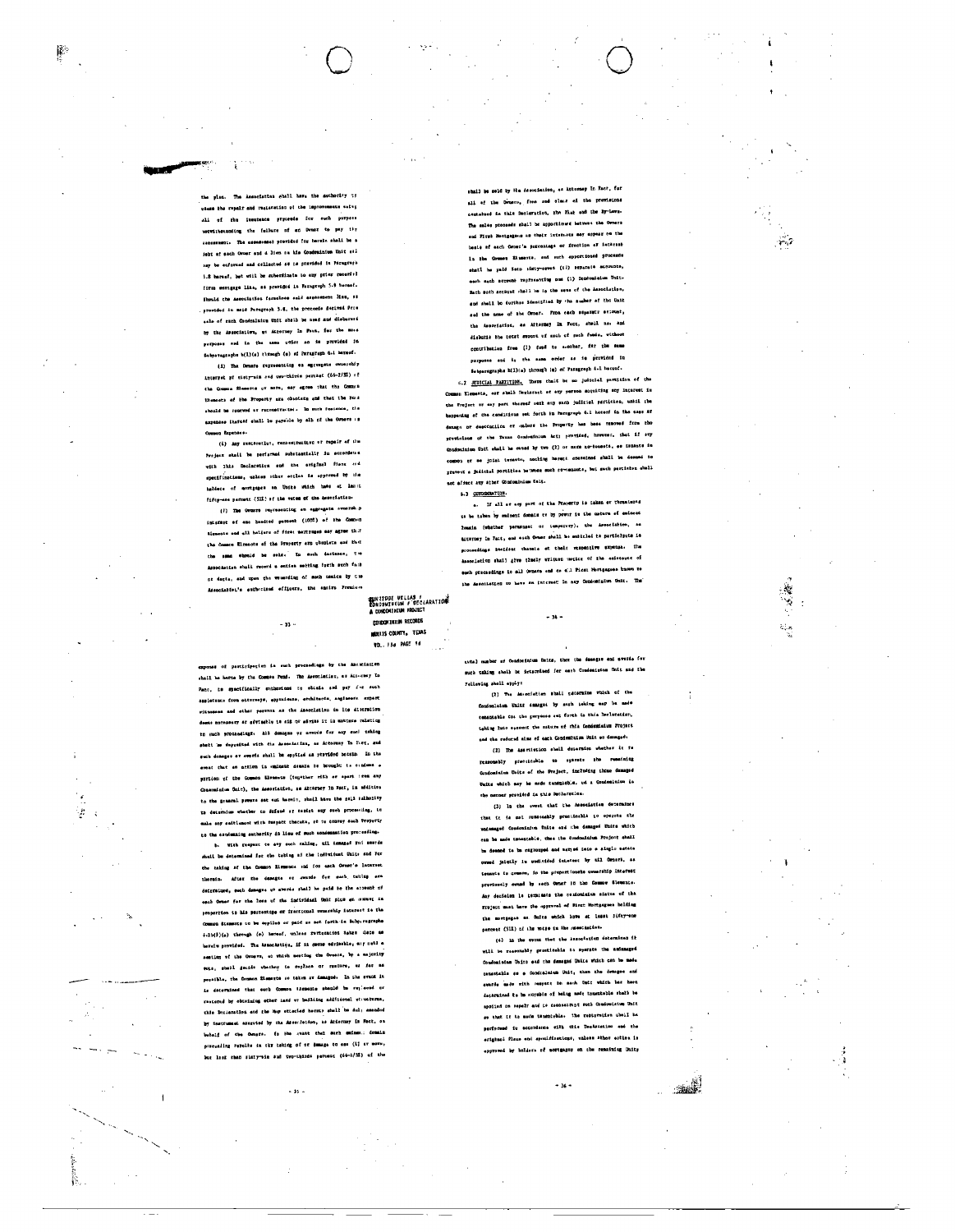the plan. The Association shall have the authority to cause the repair and restoration of the improvements using all of the insurance proceeds for such purpose notwithstanding the failure of an Owner to pay the assessment. The assessment provided for herein shall be a debt of each Owner and a lien on his Condominium Unit and may be enforced and collected as is provided in Paragraph 5.8 hereof, but will be subordinate to any prior recorded first mortgage lien, as provided in Paragraph 5.9 hereof. Should the Association foreclose said assessment lien, as provided in said Paragraph 5.8, the proceeds derived from sale of such Condominium Unit shall be used and disbursed by the Association, as Attorney In Fact, for the same purposes and in the same order as is provided in Subparagraphs b(1)(a) through (e) of Paragraph 6.1 hereof.

(5) The Owners representing an aggregate ownership interest of sixty-six and two-thirds percent (66-2/3%) of the Common Elements or more, may agree that the Common Elements of the Property are obsolete and that the same should be renewed or reconstructed. In such instance, the expense thereof shall be payable by all of the Owners as Common Expenses.

(6) Any restoration, reconstruction or repair of the Project shall be performed substantially in accordance with this Declaration and the original Plans and specifications, unless other action is approved by the holders of mortgages on Units which have at least fifty-one percent (51%) of the votes of the Association.

(7) The Owners representing an aggregate ownership interest of one hundred percent (100%) of the Common Elements and all holders of first mortgages may agree that the Common Elements of the Property are obsolete and that the same should be sold. In such instance, the Association shall record a notice setting forth such fact or facts, and upon the recording of such notice by the Association's authorized officers, the entire Premises shall be sold by the Association, as Attorney In Fact, for all of the Owners, free and clear of the provisions contained in this Declaration, the Plat and the By-Laws. The sales proceeds shall be apportioned between the Owners and First Mortgagees as their interests may appear on the basis of each Owner's percentage or fraction of interest in the Common Elements, and such apportioned proceeds shall be paid into sixty-seven (67) separate accounts, each such account representing one (1) Condominium Unit. Each such account shall be in the name of the Association, and shall be further identified by the number of the Unit and the name of the Owner. From each separate account, the Association, as Attorney In Fact, shall use and disburse the total amount of each of such funds, without contribution from (1) fund to another, for the same purposes and in the same order as is provided in Subparagraphs b(1)(a) through (e) of Paragraph 6.1 hereof.

6.2 JUDICIAL PARTITION. There shall be no judicial partition of the Common Elements, nor shall Declarant or any person acquiring any interest in the Project or any part thereof seek any such judicial partition, until the happening of the conditions set forth in Paragraph 6.1 hereof in the case of damage or destruction or unless the Property has been removed from the provisions of the Texas Condominium Act; provided, however, that if any Condominium Unit shall be owned by two (2) or more co-tenants, as tenants in common or as joint tenants, nothing herein contained shall be deemed to prevent a judicial partition as between such co-tenants, but such partition shall not affect any other Condominium Unit.

6.3 CONDEMNATION.

a. If all or any part of the Property is taken or threatened to be taken by eminent domain or by power in the nature of eminent domain (whether permanent or temporary), the Association, as Attorney In Fact, and each Owner shall be entitled to participate in proceedings incident thereto at their respective expense. The Association shall give timely written notice of the existence of such proceedings to all Owners and to all First Mortgagees known to the Association to have an interest in any Condominium Unit. The expense of participation in such proceedings by the Association shall be borne by the Common Fund. The Association, as Attorney In Fact, is specifically authorized to obtain and pay for such assistance from attorneys, appraisers, architects, engineers, expert witnesses and other persons as the Association in its discretion deems necessary or advisable to aid or advise it in matters relating to such proceedings. All damages or awards for any such taking shall be deposited with the Association, as Attorney In Fact, and such damages or awards shall be applied as provided herein. In the event that an action in eminent domain is brought to condemn a portion of the Common Elements (together with or apart from any Condominium Unit), the Association, as Attorney In Fact, in addition to the general powers set out herein, shall have the sole authority to determine whether to defend or resist any such proceeding, to make any settlement with respect thereto, or to convey such Property to the condemning authority in lieu of such condemnation proceeding.

b. With respect to any such taking, all damages and awards shall be determined for the taking of the individual Units and for the taking of the Common Elements and for each Owner's interest therein. After the damages or awards for such taking are determined, such damages or awards shall be paid to the account of each Owner for the loss of the individual Unit plus an amount in proportion to his percentage or fractional ownership interest in the Common Elements to be applied or paid as set forth in Subparagraphs 6.1b(1)(a) through (e) hereof, unless restoration takes place as herein provided. The Association, if it deems advisable, may call a meeting of the Owners, at which meeting the Owners, by a majority vote, shall decide whether to replace or restore, as far as possible, the Common Elements so taken or damaged. In the event it is determined that such Common Elements should be replaced or restored by obtaining other land or building additional structures, this Declaration and the Map attached hereto shall be duly amended by instrument executed by the Association, as Attorney In Fact, on behalf of the Owners. In the event that such eminent domain proceeding results in the taking of or damage to one (1) or more, but less than sixty-six and two-thirds percent (66-2/3%) of the total number of Condominium Units, then the damages and awards for such taking shall be determined for each Condominium Unit and the following shall apply:

(1) The Association shall determine which of the Condominium Units damaged by such taking may be made tenantable for the purposes set forth in this Declaration, taking into account the nature of this Condominium Project and the reduced size of each Condominium Unit so damaged.

(2) The Association shall determine whether it is reasonably practicable to operate the remaining Condominium Units of the Project, including those damaged Units which may be made tenantable, as a Condominium in the manner provided in this Declaration.

(3) In the event that the Association determines that it is not reasonably practicable to operate the undamaged Condominium Units and the damaged Units which can be made tenantable, then the Condominium Project shall be deemed to be regrouped and merged into a single estate owned jointly in undivided interest by all Owners, as tenants in common, in the proportionate ownership interest previously owned by each Owner in the Common Elements. Any decision to terminate the condominium status of the Project must have the approval of First Mortgagees holding the mortgages on Units which have at least fifty-one percent (51%) of the votes in the Association.

(4) In the event that the Association determines it will be reasonably practicable to operate the undamaged Condominium Units and the damaged Units which can be made tenantable as a Condominium Unit, then the damages and awards made with respect to each Unit which has been determined to be capable of being made tenantable shall be applied to repair and to reconstruct such Condominium Unit so that it is made tenantable. The restoration shall be performed in accordance with this Declaration and the original Plans and specifications, unless other action is approved by holders of mortgages on the remaining Units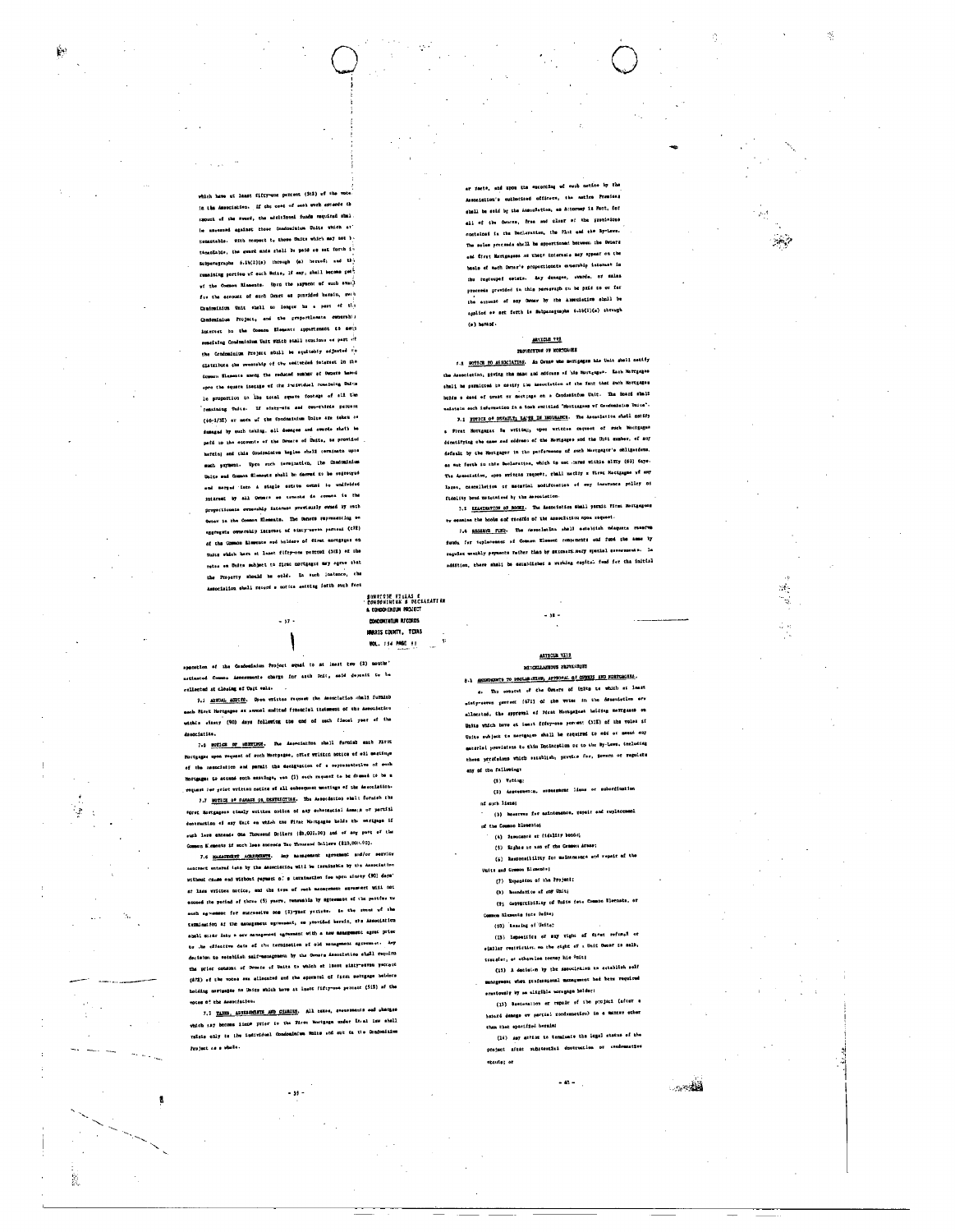which have at least fifty-one percent (51%) of the votes in the Association. If the cost of such work exceeds the amount of the award, the additional funds required shall be assessed against those Condominium Units which are tenantable. With respect to those Units which may not be tenantable, the award made shall be paid as set forth in Subparagraphs 6.1b(1)(a) through (e) hereof; and the remaining portion of such Units, if any, shall become part of the Common Elements. Upon the payment of such award for the account of such Owner as provided herein, such Condominium Unit shall no longer be a part of the Condominium Project, and the proportionate ownership interest in the Common Elements appurtenant to each remaining Condominium Unit which shall continue as part of the Condominium Project shall be equitably adjusted to distribute the ownership of the undivided interest in the Common Elements among the reduced number of Owners based upon the square footage of the individual remaining Units in proportion to the total square footage of all the remaining Units. If sixty-six and two-thirds percent (66-2/3%) or more of the Condominium Units are taken or damaged by such taking, all damages and awards shall be paid to the accounts of the Owners of Units, as provided herein; and this Condominium Regime shall terminate upon such payment. Upon such termination, the Condominium Units and Common Elements shall be deemed to be regrouped and merged into a single estate owned in undivided interest by all Owners as tenants in common in the proportionate ownership interest previously owned by each Owner in the Common Elements. The Owners representing an aggregate ownership interest of sixty-seven percent (67%) of the Common Elements and holders of first mortgages on Units which have at least fifty-one percent (51%) of the votes on Units subject to first mortgages may agree that the Property should be sold. In such instance, the Association shall record a notice setting forth such fact or facts, and upon the recording of such notice by the Association's authorized officers, the entire Premises shall be sold by the Association, as Attorney in Fact, for all of the Owners, free and clear of the provisions contained in the Declaration, the Plat and the By-Laws. The sales proceeds shall be apportioned between the Owners and First Mortgagees as their interests may appear on the basis of each Owner's proportionate ownership interest in the respective estate. Any damages, awards, or sales proceeds provided in this paragraph to be paid to or for the account of any Owner by the Association shall be applied as set forth in Subparagraphs 6.1b(1)(a) through (e) hereof.

## ARTICLE VII

### PROTECTION OF MORTGAGEE

7.1 NOTICE TO ASSOCIATION. An Owner who mortgages his Unit shall notify the Association, giving the name and address of his Mortgagee. Each Mortgagee shall be permitted to notify the Association of the fact that such Mortgagee holds a deed of trust or mortgage on a Condominium Unit. The Board shall maintain such information in a book entitled "Mortgagees of Condominium Units".

7.2 NOTICE OF DEFAULT; LAPSE IN INSURANCE. The Association shall notify a First Mortgagee in writing, upon written request of such Mortgagee identifying the name and address of the Mortgagee and the Unit number, of any default by the Mortgagor in the performance of such Mortgagor's obligations, as set forth in this Declaration, which is not cured within sixty (60) days. The Association, upon written request, shall notify a First Mortgagee of any lapse, cancellation or material modification of any insurance policy or fidelity bond maintained by the Association.

7.3 EXAMINATION OF BOOKS. The Association shall permit First Mortgagees to examine the books and records of the Association upon request.

7.4 RESERVE FUND. The Association shall establish adequate reserve funds for replacement of Common Element components and fund the same by regular monthly payments rather than by extraordinary special assessments. In addition, there shall be established a working capital fund for the initial operation of the Condominium Project equal to at least two (2) months' estimated Common Assessments charge for each Unit, said deposit to be collected at closing of Unit sale.

7.5 ANNUAL AUDITS. Upon written request the Association shall furnish each First Mortgagee an annual audited financial statement of the Association within ninety (90) days following the end of each fiscal year of the Association.

7.6 NOTICE OF MEETINGS. The Association shall furnish each First Mortgagee upon request of such Mortgagee, prior written notice of all meetings of the Association and permit the designation of a representative of such Mortgagee to attend such meetings, one (1) such request to be deemed to be a request for prior written notice of all subsequent meetings of the Association.

7.7 NOTICE OF DAMAGE OR DESTRUCTION. The Association shall furnish the First Mortgagees timely written notice of any substantial damage or partial destruction of any Unit on which the First Mortgagee holds the mortgage if such loss exceeds One Thousand Dollars ($1,000.00) and of any part of the Common Elements if such loss exceeds Ten Thousand Dollars ($10,000.00).

7.8 MANAGEMENT AGREEMENTS. Any management agreement and/or service contract entered into by the Association will be terminable by the Association without cause and without payment of a termination fee upon ninety (90) days or less written notice, and the term of such management agreement will not exceed the period of three (3) years, renewable by agreement of the parties to such agreement for successive one (1)-year periods. In the event of the termination of the management agreement, as provided herein, the Association shall enter into a new management agreement with a new management agent prior to the effective date of the termination of old management agreement. Any decision to establish self-management by the Owners Association shall require the prior consent of Owners of Units to which at least sixty-seven percent (67%) of the votes are allocated and the approval of first mortgage holders holding mortgages on Units which have at least fifty-one percent (51%) of the votes of the Association.

7.9 TAXES, ASSESSMENTS AND CHARGES. All taxes, assessments and charges which may become liens prior to the First Mortgage under local law shall relate only to the individual Condominium Units and not to the Condominium Project as a whole.

## ARTICLE VIII

### MISCELLANEOUS PROVISIONS

8.1 AMENDMENTS TO DECLARATION, APPROVAL OF OWNERS AND MORTGAGEES.

a. The consent of the Owners of Units to which at least sixty-seven percent (67%) of the votes in the Association are allocated, the approval of First Mortgagees holding mortgages on Units which have at least fifty-one percent (51%) of the votes of Units subject to mortgages shall be required to add or amend any material provisions to this Declaration or to the By-Laws, including those provisions which establish, provide for, govern or regulate any of the following:

(1) Voting;

(2) Assessments, assessment liens or subordination of such liens;

(3) Reserves for maintenance, repair and replacement of the Common Elements;

(4) Insurance or fidelity bonds;

(5) Rights to use of the Common Areas;

(6) Responsibility for maintenance and repair of the Units and Common Elements;

(7) Expansion of the Project;

(8) Boundaries of any Unit;

(9) Convertibility of Units into Common Elements, or Common Elements into Units;

(10) Leasing of Units;

(11) Imposition of any right of first refusal or similar restriction on the right of a Unit Owner to sell, transfer, or otherwise convey his Unit;

(12) A decision by the Association to establish self management when professional management had been required previously by an eligible mortgage holder;

(13) Restoration or repair of the project (after a hazard damage or partial condemnation) in a manner other than that specified herein;

(14) Any action to terminate the legal status of the project after substantial destruction or condemnation occurs; or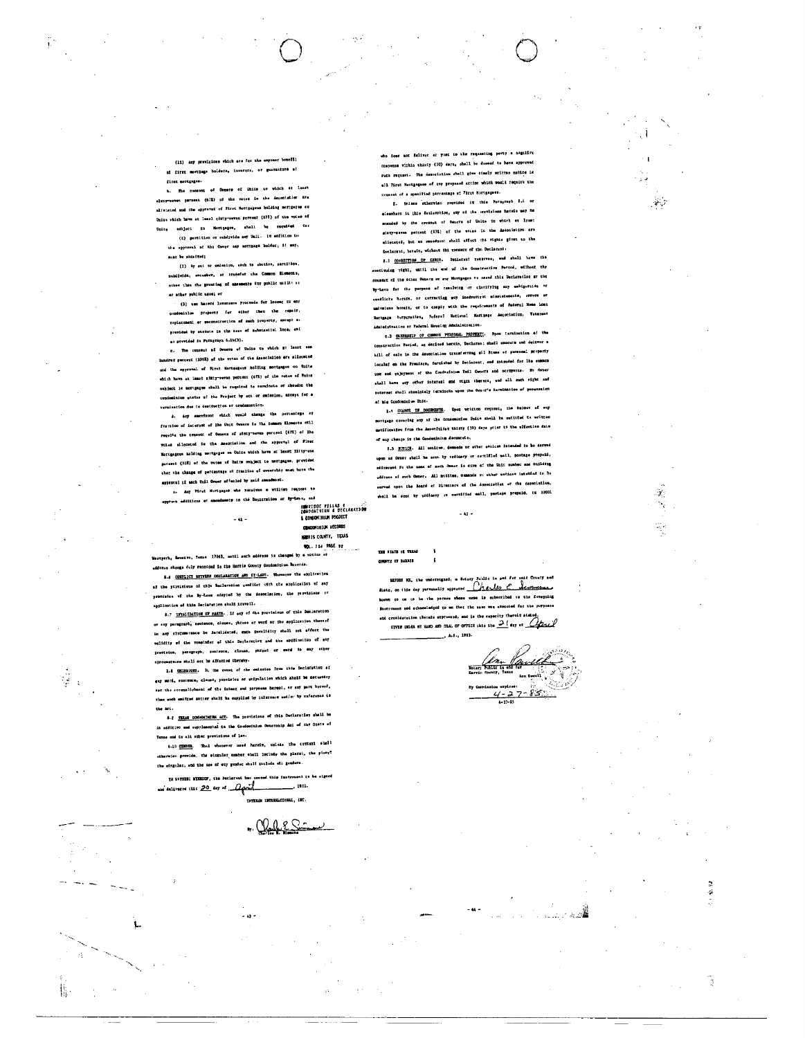(ii) Any provisions which are for the express benefit of first mortgage holders, insurers, or guarantors of first mortgages.

b. The consent of Owners of Units to which at least sixty-seven percent (67%) of the votes in the Association are allocated and the approval of First Mortgagees holding mortgages on Units which have at least sixty-seven percent (67%) of the votes of Units subject to Mortgages, shall be required for:

(1) partition or subdivide any Unit. In addition to the approval of the Owner any mortgage holder, if any, must be obtained;

(2) by act or omission, seek to abandon, partition, subdivide, encumber, or transfer the Common Elements, other than the granting of easements for public utilities or other public uses; or

(3) use hazard insurance proceeds for losses to any condominium property for other than the repair, replacement or reconstruction of such property, except as provided by statute in the case of substantial loss, and as provided in Paragraph 6.1b(3).

c. The consent of Owners of Units to which at least one hundred percent (100%) of the votes of the Association are allocated and the approval of First Mortgagees holding mortgages on Units which have at least sixty-seven percent (67%) of the votes of Units subject to mortgages shall be required to terminate or abandon the condominium status of the Project by act or omission, except for a termination due to destruction or condemnation.

d. Any amendment which would change the percentage of fraction of interest of the Unit Owners in the Common Elements will require the consent of Owners of sixty-seven percent (67%) of the votes allocated in the Association and the approval of First Mortgagees holding mortgages on Units which have at least fifty-one percent (51%) of the votes of Units subject to mortgages; provided that the change of percentage of fraction of ownership must have the approval of each Unit Owner affected by said amendment.

e. Any First Mortgagee who receives a written request to approve additions or amendments to the Declaration or By-Laws, and who does not deliver or post to the requesting party a negative response within thirty (30) days, shall be deemed to have approved such request. The Association shall give timely written notice to all First Mortgagees of any proposed action which would require the consent of a specified percentage of First Mortgagees.

f. Unless otherwise provided in this Paragraph 8.1 or elsewhere in this Declaration, any of the provisions herein may be amended by the consent of Owners of Units to which at least sixty-seven percent (67%) of the votes in the Association are allocated, but no amendment shall affect the rights given to the Declarant, herein, without the consent of the Declarant.

8.2 CORRECTION OF ERROR. Declarant reserves, and shall have the continuing right, until the end of the Construction Period, without the consent of the other Owners or any Mortgagee to amend this Declaration or the By-Laws for the purpose of resolving or clarifying any ambiguities or conflicts herein, or correcting any inadvertent misstatements, errors or omissions herein, or to comply with the requirements of Federal Home Loan Mortgage Corporation, Federal National Mortgage Association, Veterans Administration or Federal Housing Administration.

8.3 OWNERSHIP OF COMMON PERSONAL PROPERTY. Upon termination of the Construction Period, as defined herein, Declarant shall execute and deliver a bill of sale to the Association transferring all items of personal property located on the Premises, furnished by Declarant, and intended for the common use and enjoyment of the Condominium Unit Owners and occupants. No Owner shall have any other interest and right thereto, and all such right and interest shall absolutely terminate upon the Owner's termination of possession of his Condominium Unit.

8.4 CHANGE IN DOCUMENTS. Upon written request, the holder of any mortgage covering any of the Condominium Units shall be entitled to written notification from the Association thirty (30) days prior to the effective date of any change in the Condominium documents.

8.5 NOTICE. All notices, demands or other notices intended to be served upon an Owner shall be sent by ordinary or certified mail, postage prepaid, addressed in the name of such Owner in care of the Unit number and building address of such Owner. All notices, demands or other notices intended to be served upon the Board of Directors of the Association or the Association, shall be sent by ordinary or certified mail, postage prepaid, to 10001 Westpark, Houston, Texas 77042, until such address is changed by a notice of address change duly recorded in the Harris County Condominium Records.

8.6 CONFLICT BETWEEN DECLARATION AND BY-LAWS. Whenever the application of the provisions of this Declaration conflict with the application of any provision of the By-Laws adopted by the Association, the provisions or application of this Declaration shall prevail.

8.7 INVALIDATION OF PARTS. If any of the provisions of this Declaration or any paragraph, sentence, clause, phrase or word or the application thereof in any circumstance be invalidated, such invalidity shall not affect the validity of the remainder of this Declaration and the application of any provision, paragraph, sentence, clause, phrase or word in any other circumstance shall not be affected thereby.

8.8 OMISSIONS. In the event of the omission from this Declaration of any word, sentence, clause, provision or stipulation which shall be necessary for the accomplishment of the intent and purposes hereof, or any part hereof, then such omitted matter shall be supplied by inference and/or by reference to the Act.

8.9 TEXAS CONDOMINIUM ACT. The provisions of this Declaration shall be in addition and supplemental to the Condominium Ownership Act of the State of Texas and to all other provisions of law.

8.10 GENDER. That whenever used herein, unless the context shall otherwise provide, the singular number shall include the plural, the plural the singular, and the use of any gender shall include all genders.

IN WITNESS WHEREOF, the Declarant has caused this instrument to be signed and delivered this 20 day of April, 1983.

INTERAN INTERNATIONAL, INC.

By: *[signature]*
Charles E. Simmons

THE STATE OF TEXAS §

COUNTY OF HARRIS §

BEFORE ME, the undersigned, a Notary Public in and for said County and State, on this day personally appeared Charles E. Simmons known to me to be the person whose name is subscribed to the foregoing instrument and acknowledged to me that the same was executed for the purposes and consideration therein expressed, and in the capacity therein stated.

GIVEN UNDER MY HAND AND SEAL OF OFFICE this the 21 day of April, A.D., 1983.

*[signature]*
Notary Public in and for Harris County, Texas
Ann Powell

My Commission expires:
4-27-85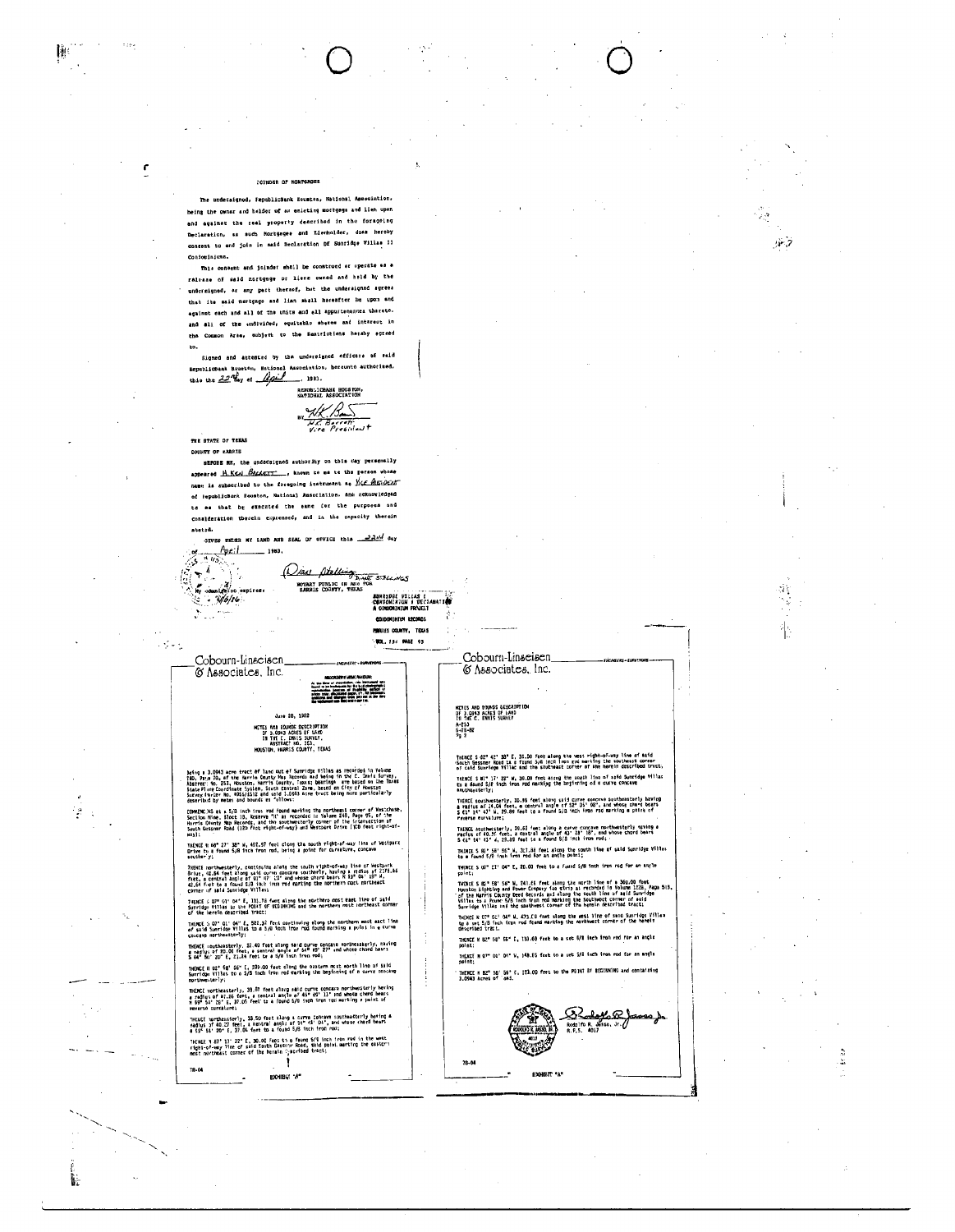JOINDER OF MORTGAGEE

The undersigned, RepublicBank Houston, National Association, being the owner and holder of an existing mortgage and lien upon and against the real property described in the foregoing Declaration, as such Mortgagee and Lienholder, does hereby consent to and join in said Declaration of Sunridge Villas II Condominiums.

This consent and joinder shall be construed or operate as a release of said mortgage or liens owned and held by the undersigned, or any part thereof, but the undersigned agrees that its said mortgage and lien shall hereafter be upon and against each and all of the units and all appurtenances thereto, and all of the undivided, equitable shares and interest in the Common Area, subject to the Restrictions hereby agreed to.

Signed and attested by the undersigned officers of said RepublicBank Houston, National Association, hereunto authorized, this the 22nd day of April, 1983.

REPUBLICBANK HOUSTON, NATIONAL ASSOCIATION

BY H.K. Barrett
Vice President

THE STATE OF TEXAS

COUNTY OF HARRIS

BEFORE ME, the undersigned authority on this day personally appeared H. Ken Barrett, known to me to be the person whose name is subscribed to the foregoing instrument as Vice President of RepublicBank Houston, National Association, and acknowledged to me that he executed the same for the purposes and consideration therein expressed, and in the capacity therein stated.

GIVEN UNDER MY HAND AND SEAL OF OFFICE this 22nd day of April, 1983.

Diane Stallings
DIANE STALLINGS
NOTARY PUBLIC IN AND FOR HARRIS COUNTY, TEXAS

My commission expires: 3/6/86

SUNRIDGE VILLAS I CONDOMINIUM DECLARATION A CONDOMINIUM PROJECT
CONDOMINIUM RECORDS
HARRIS COUNTY, TEXAS
VOL. 134 PAGE 93

---

Cobourn-Linseisen & Associates, Inc. — ENGINEERS - SURVEYORS

June 28, 1982

METES AND BOUNDS DESCRIPTION
OF 3.0943 ACRES OF LAND
IN THE C. ENNIS SURVEY,
ABSTRACT NO. 253,
HOUSTON, HARRIS COUNTY, TEXAS

Being a 3.0943 acre tract of land out of Sunridge Villas as recorded in Volume 280, Page 70, of the Harris County Map Records and being in the C. Ennis Survey, Abstract No. 253, Houston, Harris County, Texas; bearings are based on the Texas State Plane Coordinate System, South Central Zone, based on City of Houston Survey Marker No. 4955/4512 and said 3.0943 acre tract being more particularly described by metes and bounds as follows:

COMMENCING at a 5/8 inch iron rod found marking the northeast corner of Westchase, Section Nine, Block 19, Reserve "I" as recorded in Volume 248, Page 95, of the Harris County Map Records, and the southwesterly corner of the intersection of South Gessner Road (120 foot right-of-way) and Westpark Drive (100 foot right-of-way);

THENCE N 86° 27' 38" W, 407.97 feet along the south right-of-way line of Westpark Drive to a found 5/8 inch iron rod, being a point for curvature, concave southerly;

THENCE northwesterly, continuing along the south right-of-way line of Westpark Drive, 42.64 feet along said curve concave southerly, having a radius of 2170.86 feet, a central angle of 01° 07' 33" and whose chord bears N 83° 04' 19" W, 42.64 feet to a found 5/8 inch iron rod marking the northern most northeast corner of said Sunridge Villas;

THENCE S 07° 01' 04" E, 131.78 feet along the northern most east line of said Sunridge Villas to the POINT OF BEGINNING and the northern most northeast corner of the herein described tract;

THENCE S 07° 01' 04" E, 522.32 feet continuing along the northern most east line of said Sunridge Villas to a 5/8 inch iron rod found marking a point in a curve concave northeasterly;

THENCE southeasterly, 32.40 feet along said curve concave northeasterly, having a radius of 20.00 feet, a central angle of 54° 49' 27" and whose chord bears S 64° 56' 20" E, 21.24 feet to a 5/8 inch iron rod;

THENCE N 82° 58' 56" E, 230.00 feet along the eastern most north line of said Sunridge Villas to a 5/8 inch iron rod marking the beginning of a curve concave northwesterly;

THENCE northeasterly, 38.81 feet along said curve concave northwesterly having a radius of 47.26 feet, a central angle of 46° 05' 11" and whose chord bears N 59° 56' 28" E, 37.06 feet to a found 5/8 inch iron rod marking a point of reverse curvature;

THENCE northeasterly, 33.50 feet along a curve concave southeasterly having a radius of 40.27 feet, a central angle of 51° 45' 04", and whose chord bears N 63° 56' 40" E, 37.86 feet to a found 5/8 inch iron rod;

THENCE N 87° 33' 22" E, 30.00 feet to a found 5/8 inch iron rod in the west right-of-way line of said South Gessner Road, said point marking the eastern most northeast corner of the herein described tract;

78-04 EXHIBIT "A"

---

Cobourn-Linseisen & Associates, Inc. — ENGINEERS - SURVEYORS

METES AND BOUNDS DESCRIPTION
OF 3.0943 ACRES OF LAND
IN THE C. ENNIS SURVEY
A-253
6-28-82
Pg 2

THENCE S 02° 42' 38" E, 35.00 feet along the west right-of-way line of said South Gessner Road to a found 5/8 inch iron rod marking the southeast corner of said Sunridge Villas and the southeast corner of the herein described tract;

THENCE S 81° 17' 22" W, 30.00 feet along the south line of said Sunridge Villas to a found 5/8 inch iron rod marking the beginning of a curve concave southeasterly;

THENCE southwesterly, 20.95 feet along said curve concave southeasterly having a radius of 24.04 feet, a central angle of 52° 06' 00", and whose chord bears S 61° 14' 43" W, 20.06 feet to a found 5/8 inch iron rod marking a point of reverse curvature;

THENCE southwesterly, 29.62 feet along a curve concave northwesterly having a radius of 40.52 feet, a central angle of 41° 28' 18", and whose chord bears S 61° 04' 43" W, 28.89 feet to a found 5/8 inch iron rod;

THENCE S 82° 58' 56" W, 317.84 feet along the south line of said Sunridge Villas to a found 5/8 inch iron rod for an angle point;

THENCE S 07° 01' 04" E, 26.00 feet to a found 5/8 inch iron rod for an angle point;

THENCE S 82° 58' 56" W, 241.88 feet along the north line of a 360.00 foot Houston Lighting and Power Company fee strip as recorded in Volume 1228, Page 515, of the Harris County Deed Records and along the south line of said Sunridge Villas to a found 5/8 inch iron rod marking the southwest corner of said Sunridge Villas and the southwest corner of the herein described tract;

THENCE N 07° 01' 04" W, 473.80 feet along the west line of said Sunridge Villas to a set 5/8 inch iron rod found marking the northwest corner of the herein described tract;

THENCE N 82° 58' 56" E, 130.60 feet to a set 5/8 inch iron rod for an angle point;

THENCE N 07° 01' 04" W, 148.00 feet to a set 5/8 inch iron rod for an angle point;

THENCE N 82° 58' 56" E, 123.00 feet to the POINT OF BEGINNING and containing 3.0943 Acres of land.

Rodolfo R. Jasso, Jr.
R.P.S. 4017

78-04 EXHIBIT "A"